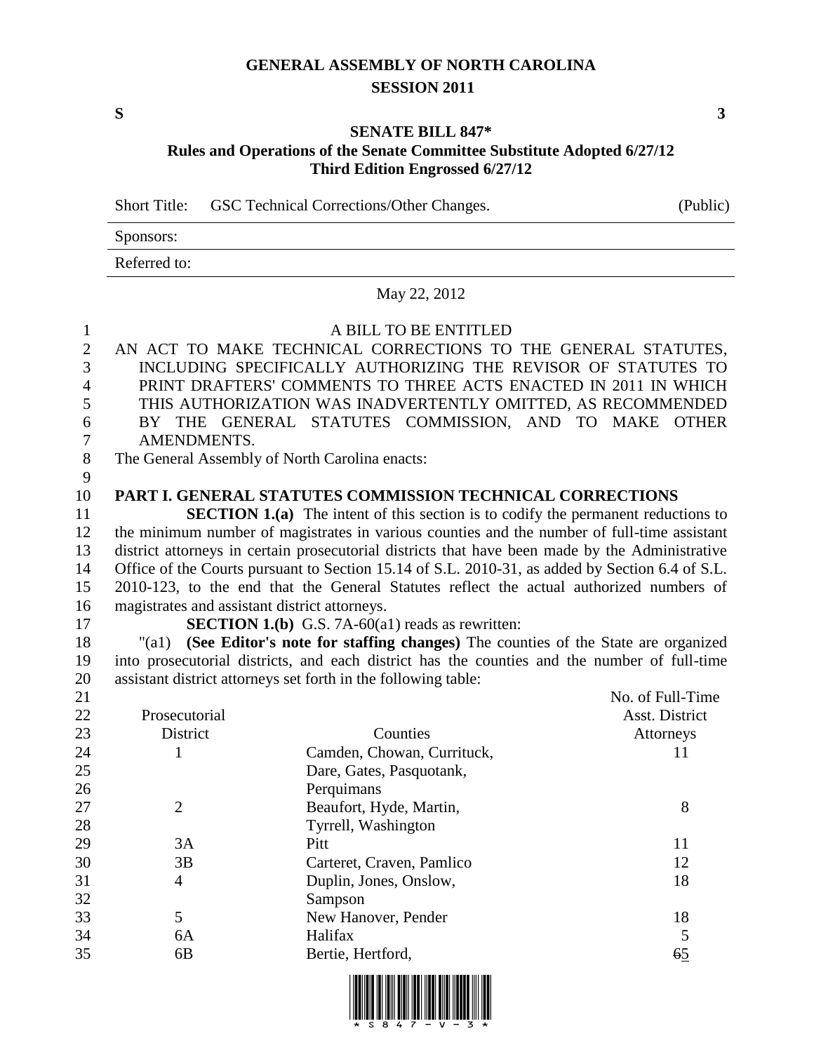# GENERAL ASSEMBLY OF NORTH CAROLINA
## SESSION 2011

**S** **3**

**SENATE BILL 847***
**Rules and Operations of the Senate Committee Substitute Adopted 6/27/12**
**Third Edition Engrossed 6/27/12**

Short Title: GSC Technical Corrections/Other Changes. (Public)

Sponsors:

Referred to:

May 22, 2012

A BILL TO BE ENTITLED

AN ACT TO MAKE TECHNICAL CORRECTIONS TO THE GENERAL STATUTES, INCLUDING SPECIFICALLY AUTHORIZING THE REVISOR OF STATUTES TO PRINT DRAFTERS' COMMENTS TO THREE ACTS ENACTED IN 2011 IN WHICH THIS AUTHORIZATION WAS INADVERTENTLY OMITTED, AS RECOMMENDED BY THE GENERAL STATUTES COMMISSION, AND TO MAKE OTHER AMENDMENTS.

The General Assembly of North Carolina enacts:

**PART I. GENERAL STATUTES COMMISSION TECHNICAL CORRECTIONS**

**SECTION 1.(a)** The intent of this section is to codify the permanent reductions to the minimum number of magistrates in various counties and the number of full-time assistant district attorneys in certain prosecutorial districts that have been made by the Administrative Office of the Courts pursuant to Section 15.14 of S.L. 2010-31, as added by Section 6.4 of S.L. 2010-123, to the end that the General Statutes reflect the actual authorized numbers of magistrates and assistant district attorneys.

**SECTION 1.(b)** G.S. 7A-60(a1) reads as rewritten:

"(a1) **(See Editor's note for staffing changes)** The counties of the State are organized into prosecutorial districts, and each district has the counties and the number of full-time assistant district attorneys set forth in the following table:

| Prosecutorial District | Counties | No. of Full-Time Asst. District Attorneys |
|---|---|---|
| 1 | Camden, Chowan, Currituck, Dare, Gates, Pasquotank, Perquimans | 11 |
| 2 | Beaufort, Hyde, Martin, Tyrrell, Washington | 8 |
| 3A | Pitt | 11 |
| 3B | Carteret, Craven, Pamlico | 12 |
| 4 | Duplin, Jones, Onslow, Sampson | 18 |
| 5 | New Hanover, Pender | 18 |
| 6A | Halifax | 5 |
| 6B | Bertie, Hertford, | ~~6~~5 |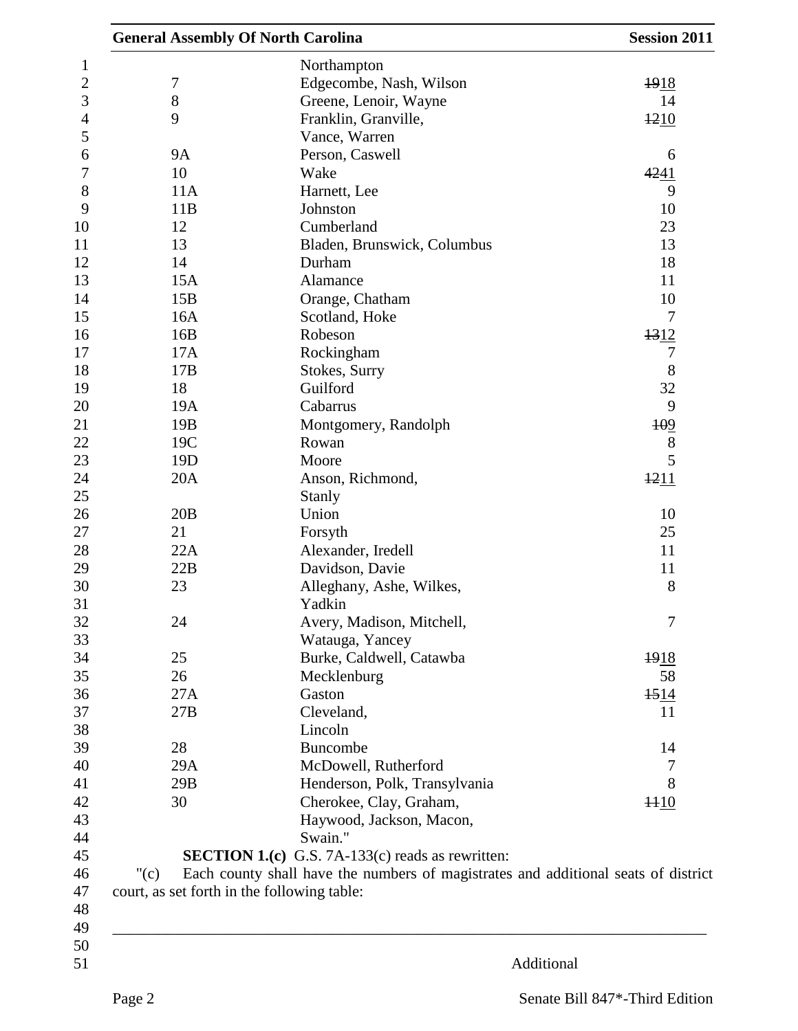| | | |
|---|---|---|
| | Northampton | |
| 7 | Edgecombe, Nash, Wilson | ~~19~~18 |
| 8 | Greene, Lenoir, Wayne | 14 |
| 9 | Franklin, Granville, Vance, Warren | ~~12~~10 |
| 9A | Person, Caswell | 6 |
| 10 | Wake | ~~42~~41 |
| 11A | Harnett, Lee | 9 |
| 11B | Johnston | 10 |
| 12 | Cumberland | 23 |
| 13 | Bladen, Brunswick, Columbus | 13 |
| 14 | Durham | 18 |
| 15A | Alamance | 11 |
| 15B | Orange, Chatham | 10 |
| 16A | Scotland, Hoke | 7 |
| 16B | Robeson | ~~13~~12 |
| 17A | Rockingham | 7 |
| 17B | Stokes, Surry | 8 |
| 18 | Guilford | 32 |
| 19A | Cabarrus | 9 |
| 19B | Montgomery, Randolph | ~~10~~9 |
| 19C | Rowan | 8 |
| 19D | Moore | 5 |
| 20A | Anson, Richmond, Stanly | ~~12~~11 |
| 20B | Union | 10 |
| 21 | Forsyth | 25 |
| 22A | Alexander, Iredell | 11 |
| 22B | Davidson, Davie | 11 |
| 23 | Alleghany, Ashe, Wilkes, Yadkin | 8 |
| 24 | Avery, Madison, Mitchell, Watauga, Yancey | 7 |
| 25 | Burke, Caldwell, Catawba | ~~19~~18 |
| 26 | Mecklenburg | 58 |
| 27A | Gaston | ~~15~~14 |
| 27B | Cleveland, Lincoln | 11 |
| 28 | Buncombe | 14 |
| 29A | McDowell, Rutherford | 7 |
| 29B | Henderson, Polk, Transylvania | 8 |
| 30 | Cherokee, Clay, Graham, Haywood, Jackson, Macon, Swain." | ~~11~~10 |

**SECTION 1.(c)** G.S. 7A-133(c) reads as rewritten:

"(c) Each county shall have the numbers of magistrates and additional seats of district court, as set forth in the following table:

---

Additional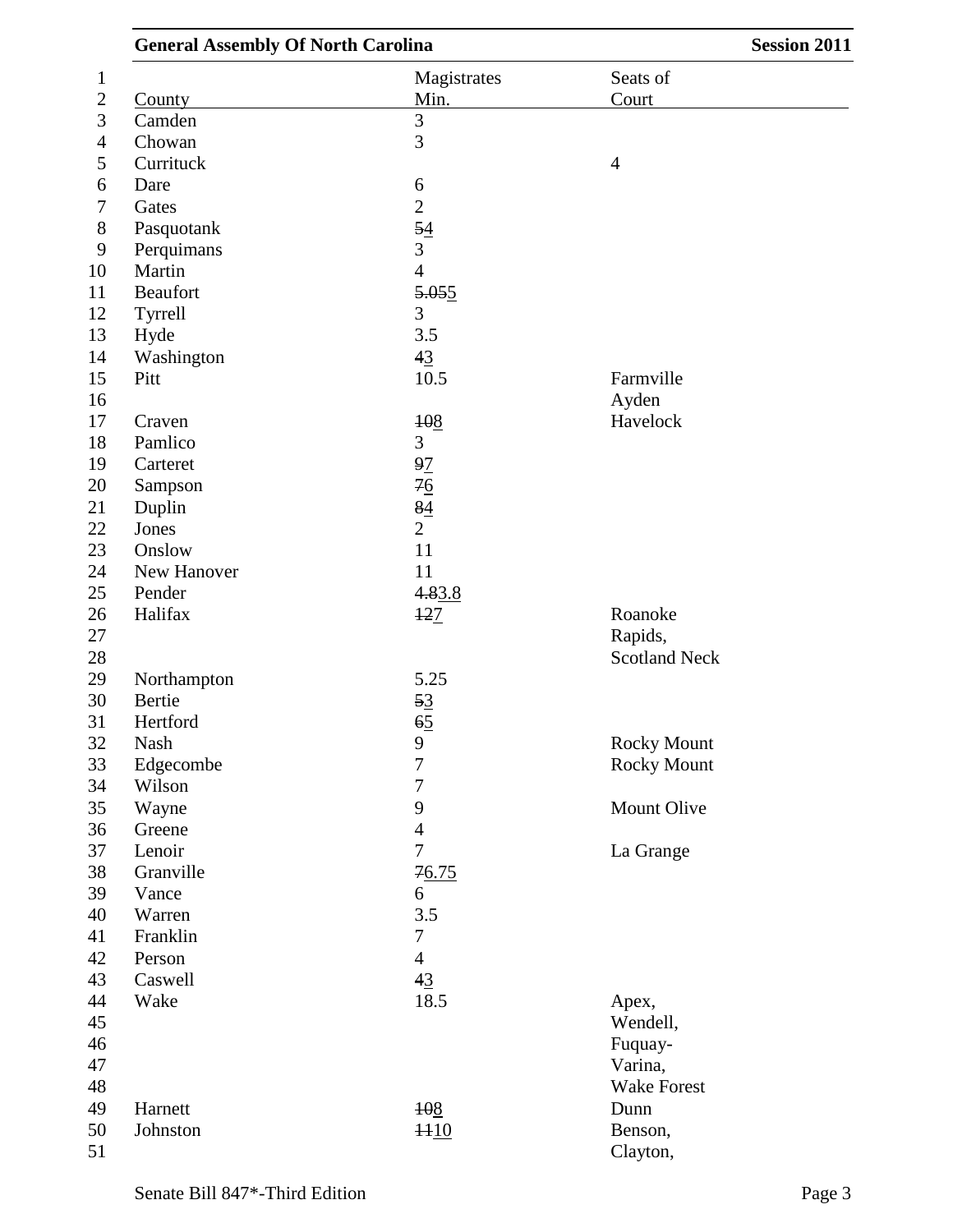| County | Magistrates Min. | Seats of Court |
|---|---|---|
| Camden | 3 | |
| Chowan | 3 | |
| Currituck | | 4 |
| Dare | 6 | |
| Gates | 2 | |
| Pasquotank | ~~5~~<u>4</u> | |
| Perquimans | 3 | |
| Martin | 4 | |
| Beaufort | ~~5.05~~<u>5</u> | |
| Tyrrell | 3 | |
| Hyde | 3.5 | |
| Washington | ~~4~~<u>3</u> | |
| Pitt | 10.5 | Farmville Ayden |
| Craven | ~~10~~<u>8</u> | Havelock |
| Pamlico | 3 | |
| Carteret | ~~9~~<u>7</u> | |
| Sampson | ~~7~~<u>6</u> | |
| Duplin | ~~8~~<u>4</u> | |
| Jones | 2 | |
| Onslow | 11 | |
| New Hanover | 11 | |
| Pender | ~~4.8~~<u>3.8</u> | |
| Halifax | ~~12~~<u>7</u> | Roanoke Rapids, Scotland Neck |
| Northampton | 5.25 | |
| Bertie | ~~5~~<u>3</u> | |
| Hertford | ~~6~~<u>5</u> | |
| Nash | 9 | Rocky Mount |
| Edgecombe | 7 | Rocky Mount |
| Wilson | 7 | |
| Wayne | 9 | Mount Olive |
| Greene | 4 | |
| Lenoir | 7 | La Grange |
| Granville | ~~7~~<u>6.75</u> | |
| Vance | 6 | |
| Warren | 3.5 | |
| Franklin | 7 | |
| Person | 4 | |
| Caswell | ~~4~~<u>3</u> | |
| Wake | 18.5 | Apex, Wendell, Fuquay-Varina, Wake Forest |
| Harnett | ~~10~~<u>8</u> | Dunn |
| Johnston | ~~11~~<u>10</u> | Benson, Clayton, |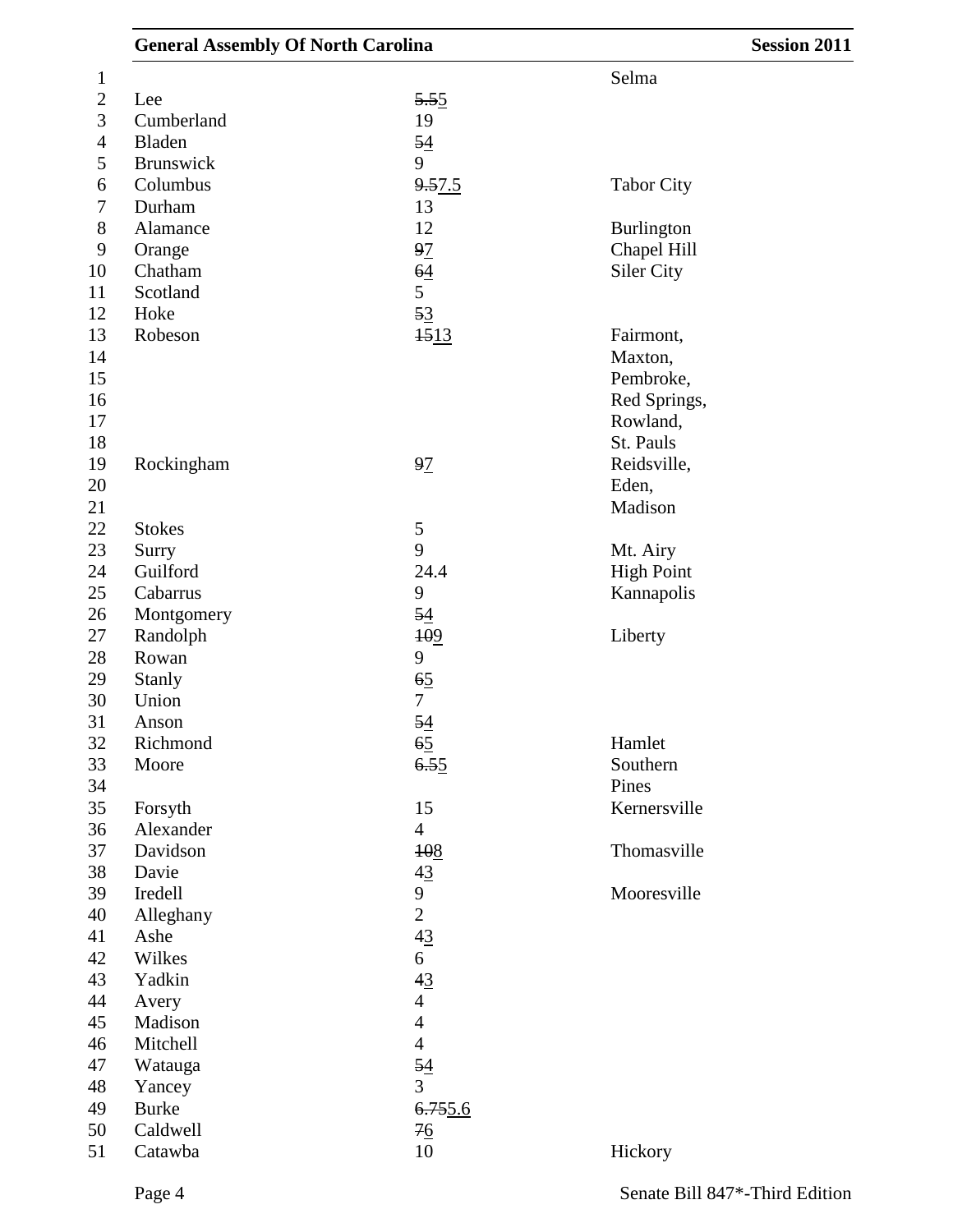| | | |
|---|---|---|
| | | Selma |
| Lee | ~~5.5~~<u>5</u> | |
| Cumberland | 19 | |
| Bladen | ~~5~~<u>4</u> | |
| Brunswick | 9 | |
| Columbus | ~~9.5~~<u>7.5</u> | Tabor City |
| Durham | 13 | |
| Alamance | 12 | Burlington |
| Orange | ~~9~~<u>7</u> | Chapel Hill |
| Chatham | ~~6~~<u>4</u> | Siler City |
| Scotland | 5 | |
| Hoke | ~~5~~<u>3</u> | |
| Robeson | ~~15~~<u>13</u> | Fairmont, Maxton, Pembroke, Red Springs, Rowland, St. Pauls |
| Rockingham | ~~9~~<u>7</u> | Reidsville, Eden, Madison |
| Stokes | 5 | |
| Surry | 9 | Mt. Airy |
| Guilford | 24.4 | High Point |
| Cabarrus | 9 | Kannapolis |
| Montgomery | ~~5~~<u>4</u> | |
| Randolph | ~~10~~<u>9</u> | Liberty |
| Rowan | 9 | |
| Stanly | ~~6~~<u>5</u> | |
| Union | 7 | |
| Anson | ~~5~~<u>4</u> | |
| Richmond | ~~6~~<u>5</u> | Hamlet |
| Moore | ~~6.5~~<u>5</u> | Southern Pines |
| Forsyth | 15 | Kernersville |
| Alexander | 4 | |
| Davidson | ~~10~~<u>8</u> | Thomasville |
| Davie | ~~4~~<u>3</u> | |
| Iredell | 9 | Mooresville |
| Alleghany | 2 | |
| Ashe | ~~4~~<u>3</u> | |
| Wilkes | 6 | |
| Yadkin | ~~4~~<u>3</u> | |
| Avery | 4 | |
| Madison | 4 | |
| Mitchell | 4 | |
| Watauga | ~~5~~<u>4</u> | |
| Yancey | 3 | |
| Burke | ~~6.75~~<u>5.6</u> | |
| Caldwell | ~~7~~<u>6</u> | |
| Catawba | 10 | Hickory |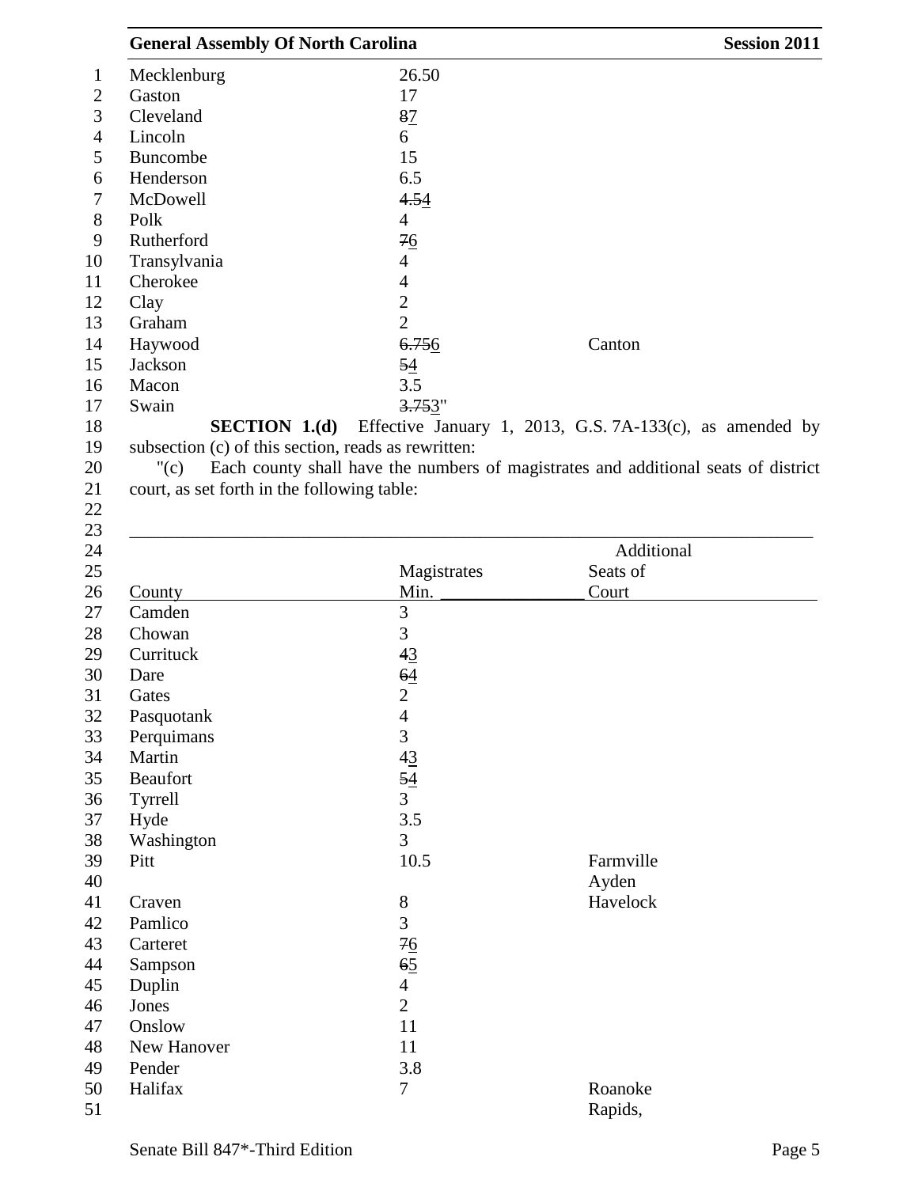| | | |
|---|---|---|
| Mecklenburg | 26.50 | |
| Gaston | 17 | |
| Cleveland | ~~8~~7 | |
| Lincoln | 6 | |
| Buncombe | 15 | |
| Henderson | 6.5 | |
| McDowell | ~~4.5~~4 | |
| Polk | 4 | |
| Rutherford | ~~7~~6 | |
| Transylvania | 4 | |
| Cherokee | 4 | |
| Clay | 2 | |
| Graham | 2 | |
| Haywood | ~~6.75~~6 | Canton |
| Jackson | ~~5~~4 | |
| Macon | 3.5 | |
| Swain | ~~3.75~~3" | |

**SECTION 1.(d)** Effective January 1, 2013, G.S. 7A-133(c), as amended by subsection (c) of this section, reads as rewritten:

"(c) Each county shall have the numbers of magistrates and additional seats of district court, as set forth in the following table:

| County | Magistrates Min. | Additional Seats of Court |
|---|---|---|
| Camden | 3 | |
| Chowan | 3 | |
| Currituck | ~~4~~3 | |
| Dare | ~~6~~4 | |
| Gates | 2 | |
| Pasquotank | 4 | |
| Perquimans | 3 | |
| Martin | ~~4~~3 | |
| Beaufort | ~~5~~4 | |
| Tyrrell | 3 | |
| Hyde | 3.5 | |
| Washington | 3 | |
| Pitt | 10.5 | Farmville |
| | | Ayden |
| Craven | 8 | Havelock |
| Pamlico | 3 | |
| Carteret | ~~7~~6 | |
| Sampson | ~~6~~5 | |
| Duplin | 4 | |
| Jones | 2 | |
| Onslow | 11 | |
| New Hanover | 11 | |
| Pender | 3.8 | |
| Halifax | 7 | Roanoke |
| | | Rapids, |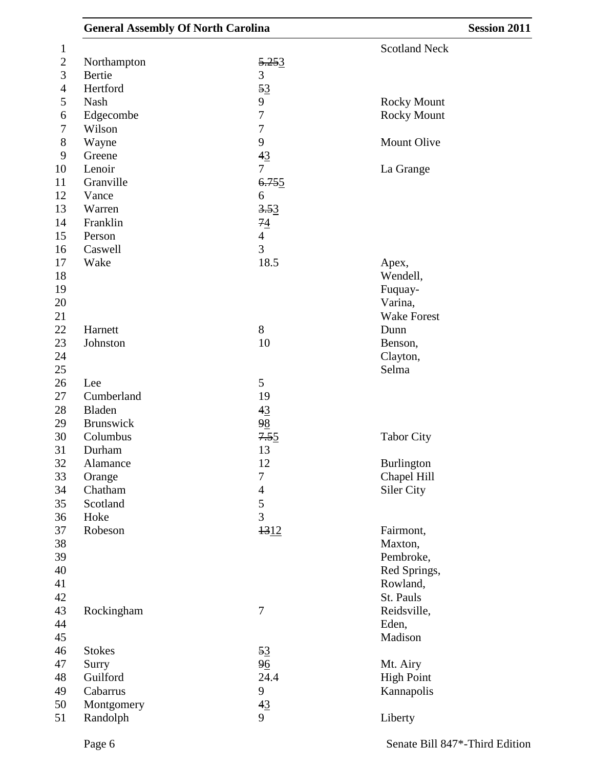| | | |
|---|---|---|
| | | Scotland Neck |
| Northampton | ~~5.25~~3 | |
| Bertie | 3 | |
| Hertford | ~~5~~3 | |
| Nash | 9 | Rocky Mount |
| Edgecombe | 7 | Rocky Mount |
| Wilson | 7 | |
| Wayne | 9 | Mount Olive |
| Greene | ~~4~~3 | |
| Lenoir | 7 | La Grange |
| Granville | ~~6.75~~5 | |
| Vance | 6 | |
| Warren | ~~3.5~~3 | |
| Franklin | ~~7~~4 | |
| Person | 4 | |
| Caswell | 3 | |
| Wake | 18.5 | Apex, Wendell, Fuquay-Varina, Wake Forest |
| Harnett | 8 | Dunn |
| Johnston | 10 | Benson, Clayton, Selma |
| Lee | 5 | |
| Cumberland | 19 | |
| Bladen | ~~4~~3 | |
| Brunswick | ~~9~~8 | |
| Columbus | ~~7.5~~5 | Tabor City |
| Durham | 13 | |
| Alamance | 12 | Burlington |
| Orange | 7 | Chapel Hill |
| Chatham | 4 | Siler City |
| Scotland | 5 | |
| Hoke | 3 | |
| Robeson | ~~13~~12 | Fairmont, Maxton, Pembroke, Red Springs, Rowland, St. Pauls |
| Rockingham | 7 | Reidsville, Eden, Madison |
| Stokes | ~~5~~3 | |
| Surry | ~~9~~6 | Mt. Airy |
| Guilford | 24.4 | High Point |
| Cabarrus | 9 | Kannapolis |
| Montgomery | ~~4~~3 | |
| Randolph | 9 | Liberty |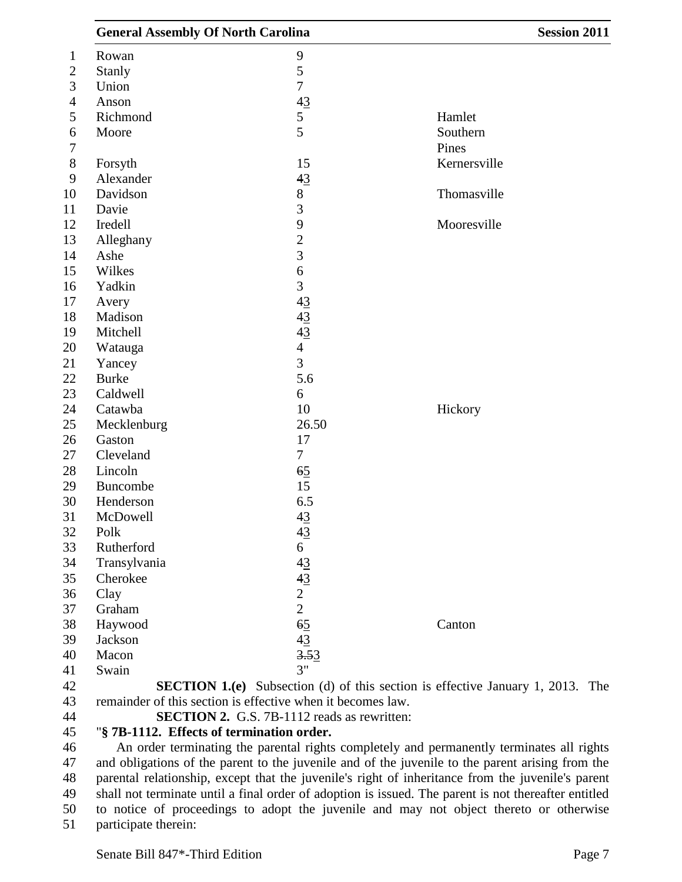| | | |
|---|---|---|
| Rowan | 9 | |
| Stanly | 5 | |
| Union | 7 | |
| Anson | ~~4~~3 | |
| Richmond | 5 | Hamlet |
| Moore | 5 | Southern Pines |
| Forsyth | 15 | Kernersville |
| Alexander | ~~4~~3 | |
| Davidson | 8 | Thomasville |
| Davie | 3 | |
| Iredell | 9 | Mooresville |
| Alleghany | 2 | |
| Ashe | 3 | |
| Wilkes | 6 | |
| Yadkin | 3 | |
| Avery | ~~4~~3 | |
| Madison | ~~4~~3 | |
| Mitchell | ~~4~~3 | |
| Watauga | 4 | |
| Yancey | 3 | |
| Burke | 5.6 | |
| Caldwell | 6 | |
| Catawba | 10 | Hickory |
| Mecklenburg | 26.50 | |
| Gaston | 17 | |
| Cleveland | 7 | |
| Lincoln | ~~6~~5 | |
| Buncombe | 15 | |
| Henderson | 6.5 | |
| McDowell | ~~4~~3 | |
| Polk | ~~4~~3 | |
| Rutherford | 6 | |
| Transylvania | ~~4~~3 | |
| Cherokee | ~~4~~3 | |
| Clay | 2 | |
| Graham | 2 | |
| Haywood | ~~6~~5 | Canton |
| Jackson | ~~4~~3 | |
| Macon | ~~3.5~~3 | |
| Swain | 3" | |

**SECTION 1.(e)** Subsection (d) of this section is effective January 1, 2013. The remainder of this section is effective when it becomes law.

**SECTION 2.** G.S. 7B-1112 reads as rewritten:

"**§ 7B-1112. Effects of termination order.**

An order terminating the parental rights completely and permanently terminates all rights and obligations of the parent to the juvenile and of the juvenile to the parent arising from the parental relationship, except that the juvenile's right of inheritance from the juvenile's parent shall not terminate until a final order of adoption is issued. The parent is not thereafter entitled to notice of proceedings to adopt the juvenile and may not object thereto or otherwise participate therein: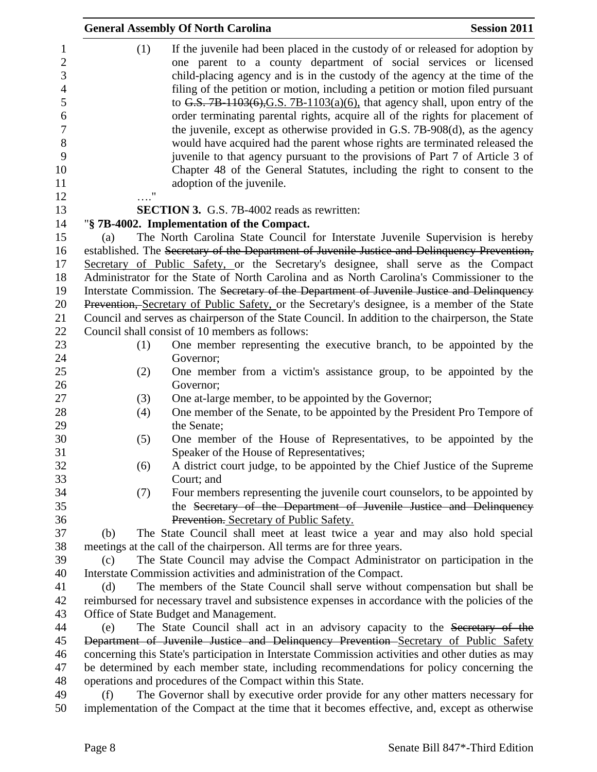(1) If the juvenile had been placed in the custody of or released for adoption by one parent to a county department of social services or licensed child-placing agency and is in the custody of the agency at the time of the filing of the petition or motion, including a petition or motion filed pursuant to ~~G.S. 7B-1103(6),~~G.S. 7B-1103(a)(6), that agency shall, upon entry of the order terminating parental rights, acquire all of the rights for placement of the juvenile, except as otherwise provided in G.S. 7B-908(d), as the agency would have acquired had the parent whose rights are terminated released the juvenile to that agency pursuant to the provisions of Part 7 of Article 3 of Chapter 48 of the General Statutes, including the right to consent to the adoption of the juvenile.

…."

**SECTION 3.** G.S. 7B-4002 reads as rewritten:

"**§ 7B-4002. Implementation of the Compact.**

(a) The North Carolina State Council for Interstate Juvenile Supervision is hereby established. The ~~Secretary of the Department of Juvenile Justice and Delinquency Prevention,~~ Secretary of Public Safety, or the Secretary's designee, shall serve as the Compact Administrator for the State of North Carolina and as North Carolina's Commissioner to the Interstate Commission. The ~~Secretary of the Department of Juvenile Justice and Delinquency Prevention,~~ Secretary of Public Safety, or the Secretary's designee, is a member of the State Council and serves as chairperson of the State Council. In addition to the chairperson, the State Council shall consist of 10 members as follows:

(1) One member representing the executive branch, to be appointed by the Governor;

(2) One member from a victim's assistance group, to be appointed by the Governor;

(3) One at-large member, to be appointed by the Governor;

(4) One member of the Senate, to be appointed by the President Pro Tempore of the Senate;

(5) One member of the House of Representatives, to be appointed by the Speaker of the House of Representatives;

(6) A district court judge, to be appointed by the Chief Justice of the Supreme Court; and

(7) Four members representing the juvenile court counselors, to be appointed by the ~~Secretary of the Department of Juvenile Justice and Delinquency Prevention.~~ Secretary of Public Safety.

(b) The State Council shall meet at least twice a year and may also hold special meetings at the call of the chairperson. All terms are for three years.

(c) The State Council may advise the Compact Administrator on participation in the Interstate Commission activities and administration of the Compact.

(d) The members of the State Council shall serve without compensation but shall be reimbursed for necessary travel and subsistence expenses in accordance with the policies of the Office of State Budget and Management.

(e) The State Council shall act in an advisory capacity to the ~~Secretary of the Department of Juvenile Justice and Delinquency Prevention~~ Secretary of Public Safety concerning this State's participation in Interstate Commission activities and other duties as may be determined by each member state, including recommendations for policy concerning the operations and procedures of the Compact within this State.

(f) The Governor shall by executive order provide for any other matters necessary for implementation of the Compact at the time that it becomes effective, and, except as otherwise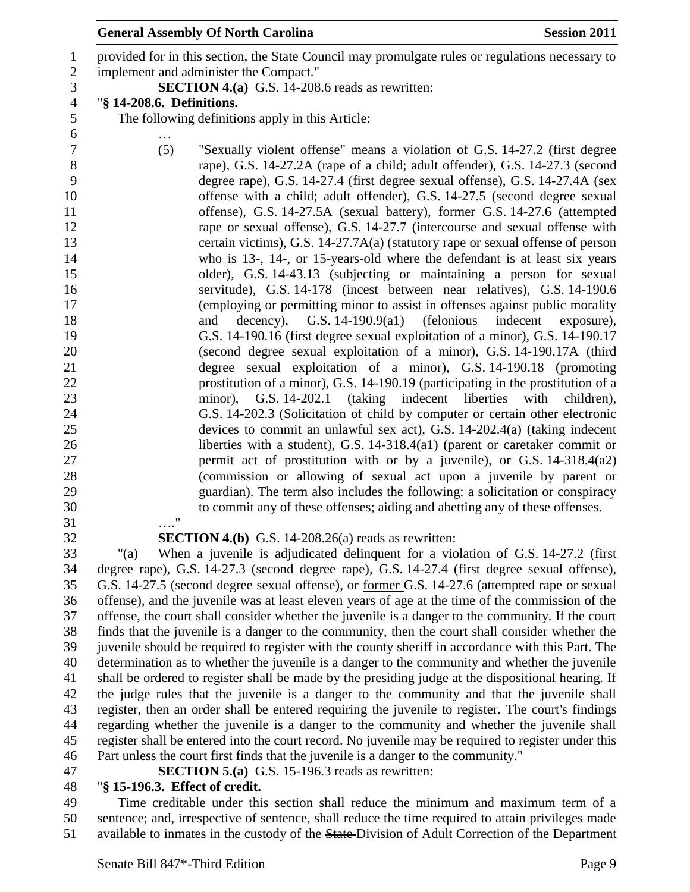provided for in this section, the State Council may promulgate rules or regulations necessary to implement and administer the Compact."

**SECTION 4.(a)** G.S. 14-208.6 reads as rewritten:

"**§ 14-208.6. Definitions.**

The following definitions apply in this Article:

…

(5) "Sexually violent offense" means a violation of G.S. 14-27.2 (first degree rape), G.S. 14-27.2A (rape of a child; adult offender), G.S. 14-27.3 (second degree rape), G.S. 14-27.4 (first degree sexual offense), G.S. 14-27.4A (sex offense with a child; adult offender), G.S. 14-27.5 (second degree sexual offense), G.S. 14-27.5A (sexual battery), <u>former</u> G.S. 14-27.6 (attempted rape or sexual offense), G.S. 14-27.7 (intercourse and sexual offense with certain victims), G.S. 14-27.7A(a) (statutory rape or sexual offense of person who is 13-, 14-, or 15-years-old where the defendant is at least six years older), G.S. 14-43.13 (subjecting or maintaining a person for sexual servitude), G.S. 14-178 (incest between near relatives), G.S. 14-190.6 (employing or permitting minor to assist in offenses against public morality and decency), G.S. 14-190.9(a1) (felonious indecent exposure), G.S. 14-190.16 (first degree sexual exploitation of a minor), G.S. 14-190.17 (second degree sexual exploitation of a minor), G.S. 14-190.17A (third degree sexual exploitation of a minor), G.S. 14-190.18 (promoting prostitution of a minor), G.S. 14-190.19 (participating in the prostitution of a minor), G.S. 14-202.1 (taking indecent liberties with children), G.S. 14-202.3 (Solicitation of child by computer or certain other electronic devices to commit an unlawful sex act), G.S. 14-202.4(a) (taking indecent liberties with a student), G.S. 14-318.4(a1) (parent or caretaker commit or permit act of prostitution with or by a juvenile), or G.S. 14-318.4(a2) (commission or allowing of sexual act upon a juvenile by parent or guardian). The term also includes the following: a solicitation or conspiracy to commit any of these offenses; aiding and abetting any of these offenses.

…."

**SECTION 4.(b)** G.S. 14-208.26(a) reads as rewritten:

"(a) When a juvenile is adjudicated delinquent for a violation of G.S. 14-27.2 (first degree rape), G.S. 14-27.3 (second degree rape), G.S. 14-27.4 (first degree sexual offense), G.S. 14-27.5 (second degree sexual offense), or <u>former</u> G.S. 14-27.6 (attempted rape or sexual offense), and the juvenile was at least eleven years of age at the time of the commission of the offense, the court shall consider whether the juvenile is a danger to the community. If the court finds that the juvenile is a danger to the community, then the court shall consider whether the juvenile should be required to register with the county sheriff in accordance with this Part. The determination as to whether the juvenile is a danger to the community and whether the juvenile shall be ordered to register shall be made by the presiding judge at the dispositional hearing. If the judge rules that the juvenile is a danger to the community and that the juvenile shall register, then an order shall be entered requiring the juvenile to register. The court's findings regarding whether the juvenile is a danger to the community and whether the juvenile shall register shall be entered into the court record. No juvenile may be required to register under this Part unless the court first finds that the juvenile is a danger to the community."

**SECTION 5.(a)** G.S. 15-196.3 reads as rewritten:

"**§ 15-196.3. Effect of credit.**

Time creditable under this section shall reduce the minimum and maximum term of a sentence; and, irrespective of sentence, shall reduce the time required to attain privileges made available to inmates in the custody of the ~~State~~ Division of Adult Correction of the Department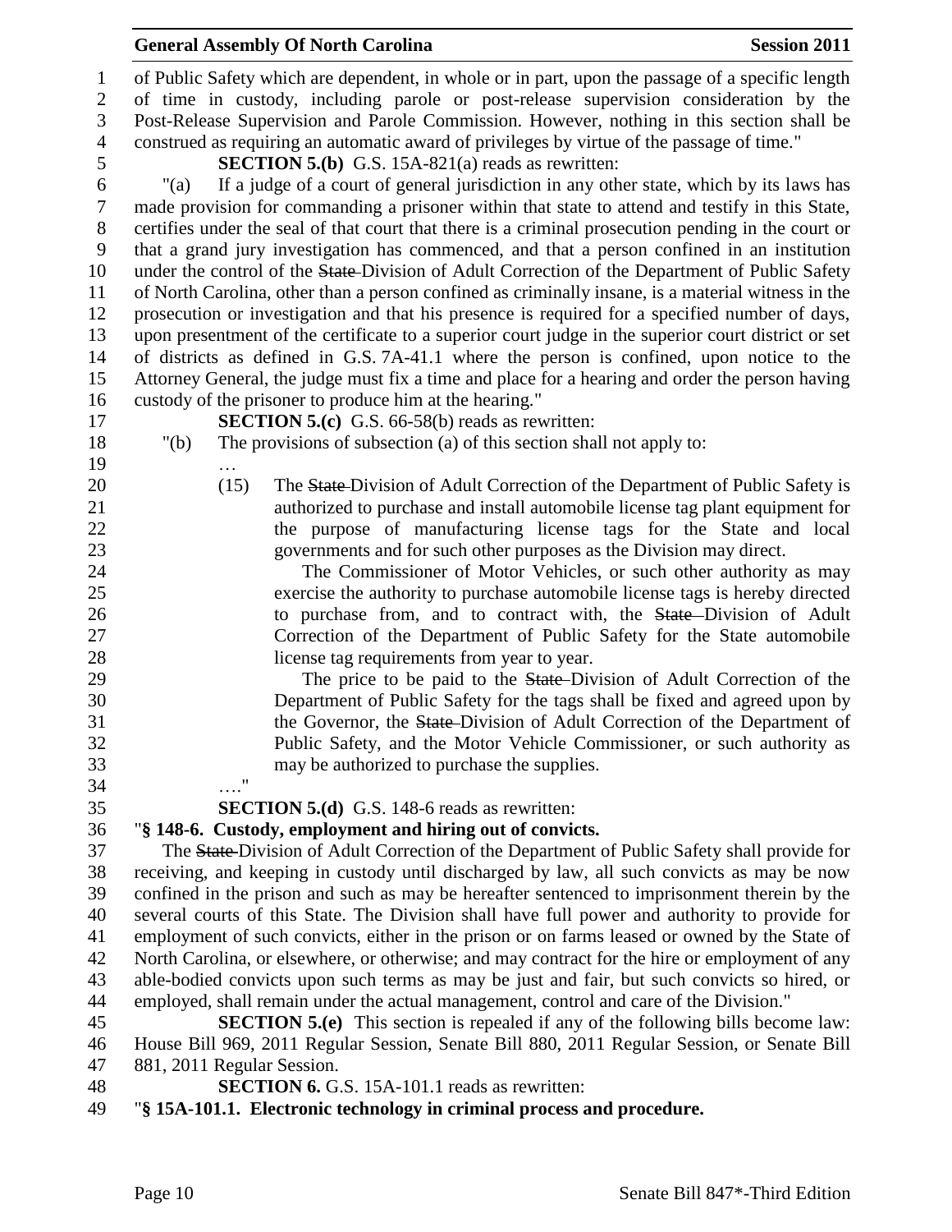of Public Safety which are dependent, in whole or in part, upon the passage of a specific length of time in custody, including parole or post-release supervision consideration by the Post-Release Supervision and Parole Commission. However, nothing in this section shall be construed as requiring an automatic award of privileges by virtue of the passage of time."

**SECTION 5.(b)** G.S. 15A-821(a) reads as rewritten:

"(a) If a judge of a court of general jurisdiction in any other state, which by its laws has made provision for commanding a prisoner within that state to attend and testify in this State, certifies under the seal of that court that there is a criminal prosecution pending in the court or that a grand jury investigation has commenced, and that a person confined in an institution under the control of the ~~State~~ Division of Adult Correction of the Department of Public Safety of North Carolina, other than a person confined as criminally insane, is a material witness in the prosecution or investigation and that his presence is required for a specified number of days, upon presentment of the certificate to a superior court judge in the superior court district or set of districts as defined in G.S. 7A-41.1 where the person is confined, upon notice to the Attorney General, the judge must fix a time and place for a hearing and order the person having custody of the prisoner to produce him at the hearing."

**SECTION 5.(c)** G.S. 66-58(b) reads as rewritten:

"(b) The provisions of subsection (a) of this section shall not apply to:

…

(15) The ~~State~~ Division of Adult Correction of the Department of Public Safety is authorized to purchase and install automobile license tag plant equipment for the purpose of manufacturing license tags for the State and local governments and for such other purposes as the Division may direct.

The Commissioner of Motor Vehicles, or such other authority as may exercise the authority to purchase automobile license tags is hereby directed to purchase from, and to contract with, the ~~State~~ Division of Adult Correction of the Department of Public Safety for the State automobile license tag requirements from year to year.

The price to be paid to the ~~State~~ Division of Adult Correction of the Department of Public Safety for the tags shall be fixed and agreed upon by the Governor, the ~~State~~ Division of Adult Correction of the Department of Public Safety, and the Motor Vehicle Commissioner, or such authority as may be authorized to purchase the supplies.

…."

**SECTION 5.(d)** G.S. 148-6 reads as rewritten:

"**§ 148-6. Custody, employment and hiring out of convicts.**

The ~~State~~ Division of Adult Correction of the Department of Public Safety shall provide for receiving, and keeping in custody until discharged by law, all such convicts as may be now confined in the prison and such as may be hereafter sentenced to imprisonment therein by the several courts of this State. The Division shall have full power and authority to provide for employment of such convicts, either in the prison or on farms leased or owned by the State of North Carolina, or elsewhere, or otherwise; and may contract for the hire or employment of any able-bodied convicts upon such terms as may be just and fair, but such convicts so hired, or employed, shall remain under the actual management, control and care of the Division."

**SECTION 5.(e)** This section is repealed if any of the following bills become law: House Bill 969, 2011 Regular Session, Senate Bill 880, 2011 Regular Session, or Senate Bill 881, 2011 Regular Session.

**SECTION 6.** G.S. 15A-101.1 reads as rewritten:

"**§ 15A-101.1. Electronic technology in criminal process and procedure.**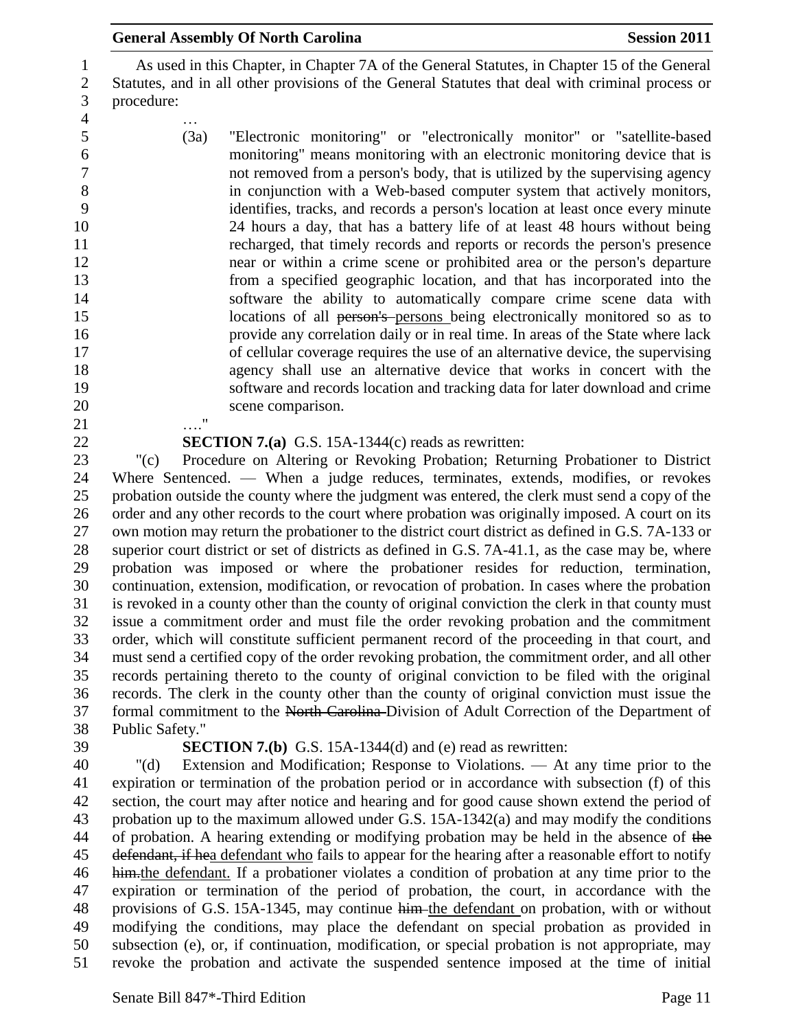As used in this Chapter, in Chapter 7A of the General Statutes, in Chapter 15 of the General Statutes, and in all other provisions of the General Statutes that deal with criminal process or procedure:

…

(3a) "Electronic monitoring" or "electronically monitor" or "satellite-based monitoring" means monitoring with an electronic monitoring device that is not removed from a person's body, that is utilized by the supervising agency in conjunction with a Web-based computer system that actively monitors, identifies, tracks, and records a person's location at least once every minute 24 hours a day, that has a battery life of at least 48 hours without being recharged, that timely records and reports or records the person's presence near or within a crime scene or prohibited area or the person's departure from a specified geographic location, and that has incorporated into the software the ability to automatically compare crime scene data with locations of all ~~person's~~ persons being electronically monitored so as to provide any correlation daily or in real time. In areas of the State where lack of cellular coverage requires the use of an alternative device, the supervising agency shall use an alternative device that works in concert with the software and records location and tracking data for later download and crime scene comparison.

…."

**SECTION 7.(a)** G.S. 15A-1344(c) reads as rewritten:

"(c) Procedure on Altering or Revoking Probation; Returning Probationer to District Where Sentenced. — When a judge reduces, terminates, extends, modifies, or revokes probation outside the county where the judgment was entered, the clerk must send a copy of the order and any other records to the court where probation was originally imposed. A court on its own motion may return the probationer to the district court district as defined in G.S. 7A-133 or superior court district or set of districts as defined in G.S. 7A-41.1, as the case may be, where probation was imposed or where the probationer resides for reduction, termination, continuation, extension, modification, or revocation of probation. In cases where the probation is revoked in a county other than the county of original conviction the clerk in that county must issue a commitment order and must file the order revoking probation and the commitment order, which will constitute sufficient permanent record of the proceeding in that court, and must send a certified copy of the order revoking probation, the commitment order, and all other records pertaining thereto to the county of original conviction to be filed with the original records. The clerk in the county other than the county of original conviction must issue the formal commitment to the ~~North Carolina~~ Division of Adult Correction of the Department of Public Safety."

**SECTION 7.(b)** G.S. 15A-1344(d) and (e) read as rewritten:

"(d) Extension and Modification; Response to Violations. — At any time prior to the expiration or termination of the probation period or in accordance with subsection (f) of this section, the court may after notice and hearing and for good cause shown extend the period of probation up to the maximum allowed under G.S. 15A-1342(a) and may modify the conditions of probation. A hearing extending or modifying probation may be held in the absence of ~~the defendant, if he~~a defendant who fails to appear for the hearing after a reasonable effort to notify ~~him.~~the defendant. If a probationer violates a condition of probation at any time prior to the expiration or termination of the period of probation, the court, in accordance with the provisions of G.S. 15A-1345, may continue ~~him~~ the defendant on probation, with or without modifying the conditions, may place the defendant on special probation as provided in subsection (e), or, if continuation, modification, or special probation is not appropriate, may revoke the probation and activate the suspended sentence imposed at the time of initial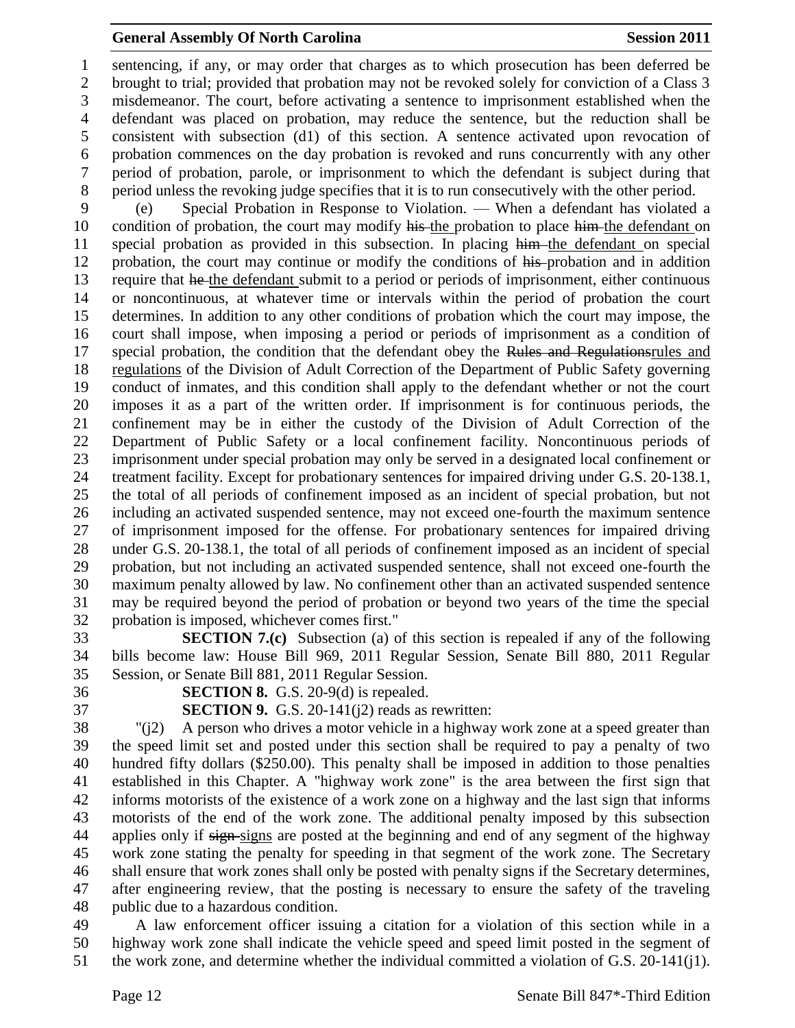sentencing, if any, or may order that charges as to which prosecution has been deferred be brought to trial; provided that probation may not be revoked solely for conviction of a Class 3 misdemeanor. The court, before activating a sentence to imprisonment established when the defendant was placed on probation, may reduce the sentence, but the reduction shall be consistent with subsection (d1) of this section. A sentence activated upon revocation of probation commences on the day probation is revoked and runs concurrently with any other period of probation, parole, or imprisonment to which the defendant is subject during that period unless the revoking judge specifies that it is to run consecutively with the other period.

(e) Special Probation in Response to Violation. — When a defendant has violated a condition of probation, the court may modify ~~his~~ <u>the</u> probation to place ~~him~~ <u>the defendant</u> on special probation as provided in this subsection. In placing ~~him~~ <u>the defendant</u> on special probation, the court may continue or modify the conditions of ~~his~~ probation and in addition require that ~~he~~ <u>the defendant</u> submit to a period or periods of imprisonment, either continuous or noncontinuous, at whatever time or intervals within the period of probation the court determines. In addition to any other conditions of probation which the court may impose, the court shall impose, when imposing a period or periods of imprisonment as a condition of special probation, the condition that the defendant obey the ~~Rules and Regulations~~<u>rules and regulations</u> of the Division of Adult Correction of the Department of Public Safety governing conduct of inmates, and this condition shall apply to the defendant whether or not the court imposes it as a part of the written order. If imprisonment is for continuous periods, the confinement may be in either the custody of the Division of Adult Correction of the Department of Public Safety or a local confinement facility. Noncontinuous periods of imprisonment under special probation may only be served in a designated local confinement or treatment facility. Except for probationary sentences for impaired driving under G.S. 20-138.1, the total of all periods of confinement imposed as an incident of special probation, but not including an activated suspended sentence, may not exceed one-fourth the maximum sentence of imprisonment imposed for the offense. For probationary sentences for impaired driving under G.S. 20-138.1, the total of all periods of confinement imposed as an incident of special probation, but not including an activated suspended sentence, shall not exceed one-fourth the maximum penalty allowed by law. No confinement other than an activated suspended sentence may be required beyond the period of probation or beyond two years of the time the special probation is imposed, whichever comes first."

**SECTION 7.(c)** Subsection (a) of this section is repealed if any of the following bills become law: House Bill 969, 2011 Regular Session, Senate Bill 880, 2011 Regular Session, or Senate Bill 881, 2011 Regular Session.

**SECTION 8.** G.S. 20-9(d) is repealed.

**SECTION 9.** G.S. 20-141(j2) reads as rewritten:

"(j2) A person who drives a motor vehicle in a highway work zone at a speed greater than the speed limit set and posted under this section shall be required to pay a penalty of two hundred fifty dollars ($250.00). This penalty shall be imposed in addition to those penalties established in this Chapter. A "highway work zone" is the area between the first sign that informs motorists of the existence of a work zone on a highway and the last sign that informs motorists of the end of the work zone. The additional penalty imposed by this subsection applies only if ~~sign~~ <u>signs</u> are posted at the beginning and end of any segment of the highway work zone stating the penalty for speeding in that segment of the work zone. The Secretary shall ensure that work zones shall only be posted with penalty signs if the Secretary determines, after engineering review, that the posting is necessary to ensure the safety of the traveling public due to a hazardous condition.

A law enforcement officer issuing a citation for a violation of this section while in a highway work zone shall indicate the vehicle speed and speed limit posted in the segment of the work zone, and determine whether the individual committed a violation of G.S. 20-141(j1).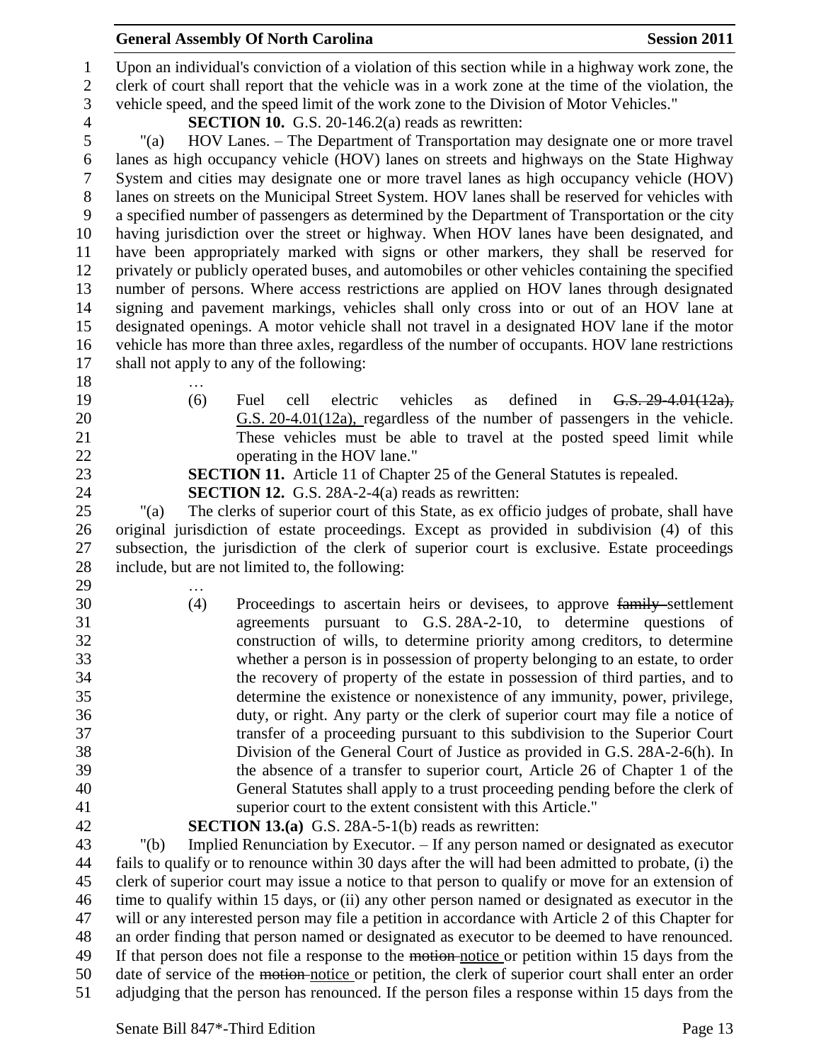Upon an individual's conviction of a violation of this section while in a highway work zone, the clerk of court shall report that the vehicle was in a work zone at the time of the violation, the vehicle speed, and the speed limit of the work zone to the Division of Motor Vehicles."

**SECTION 10.** G.S. 20-146.2(a) reads as rewritten:

"(a) HOV Lanes. – The Department of Transportation may designate one or more travel lanes as high occupancy vehicle (HOV) lanes on streets and highways on the State Highway System and cities may designate one or more travel lanes as high occupancy vehicle (HOV) lanes on streets on the Municipal Street System. HOV lanes shall be reserved for vehicles with a specified number of passengers as determined by the Department of Transportation or the city having jurisdiction over the street or highway. When HOV lanes have been designated, and have been appropriately marked with signs or other markers, they shall be reserved for privately or publicly operated buses, and automobiles or other vehicles containing the specified number of persons. Where access restrictions are applied on HOV lanes through designated signing and pavement markings, vehicles shall only cross into or out of an HOV lane at designated openings. A motor vehicle shall not travel in a designated HOV lane if the motor vehicle has more than three axles, regardless of the number of occupants. HOV lane restrictions shall not apply to any of the following:

…

(6) Fuel cell electric vehicles as defined in ~~G.S. 29-4.01(12a),~~ G.S. 20-4.01(12a), regardless of the number of passengers in the vehicle. These vehicles must be able to travel at the posted speed limit while operating in the HOV lane."

**SECTION 11.** Article 11 of Chapter 25 of the General Statutes is repealed.

**SECTION 12.** G.S. 28A-2-4(a) reads as rewritten:

"(a) The clerks of superior court of this State, as ex officio judges of probate, shall have original jurisdiction of estate proceedings. Except as provided in subdivision (4) of this subsection, the jurisdiction of the clerk of superior court is exclusive. Estate proceedings include, but are not limited to, the following:

…

(4) Proceedings to ascertain heirs or devisees, to approve ~~family~~ settlement agreements pursuant to G.S. 28A-2-10, to determine questions of construction of wills, to determine priority among creditors, to determine whether a person is in possession of property belonging to an estate, to order the recovery of property of the estate in possession of third parties, and to determine the existence or nonexistence of any immunity, power, privilege, duty, or right. Any party or the clerk of superior court may file a notice of transfer of a proceeding pursuant to this subdivision to the Superior Court Division of the General Court of Justice as provided in G.S. 28A-2-6(h). In the absence of a transfer to superior court, Article 26 of Chapter 1 of the General Statutes shall apply to a trust proceeding pending before the clerk of superior court to the extent consistent with this Article."

**SECTION 13.(a)** G.S. 28A-5-1(b) reads as rewritten:

"(b) Implied Renunciation by Executor. – If any person named or designated as executor fails to qualify or to renounce within 30 days after the will had been admitted to probate, (i) the clerk of superior court may issue a notice to that person to qualify or move for an extension of time to qualify within 15 days, or (ii) any other person named or designated as executor in the will or any interested person may file a petition in accordance with Article 2 of this Chapter for an order finding that person named or designated as executor to be deemed to have renounced. If that person does not file a response to the ~~motion~~ notice or petition within 15 days from the date of service of the ~~motion~~ notice or petition, the clerk of superior court shall enter an order adjudging that the person has renounced. If the person files a response within 15 days from the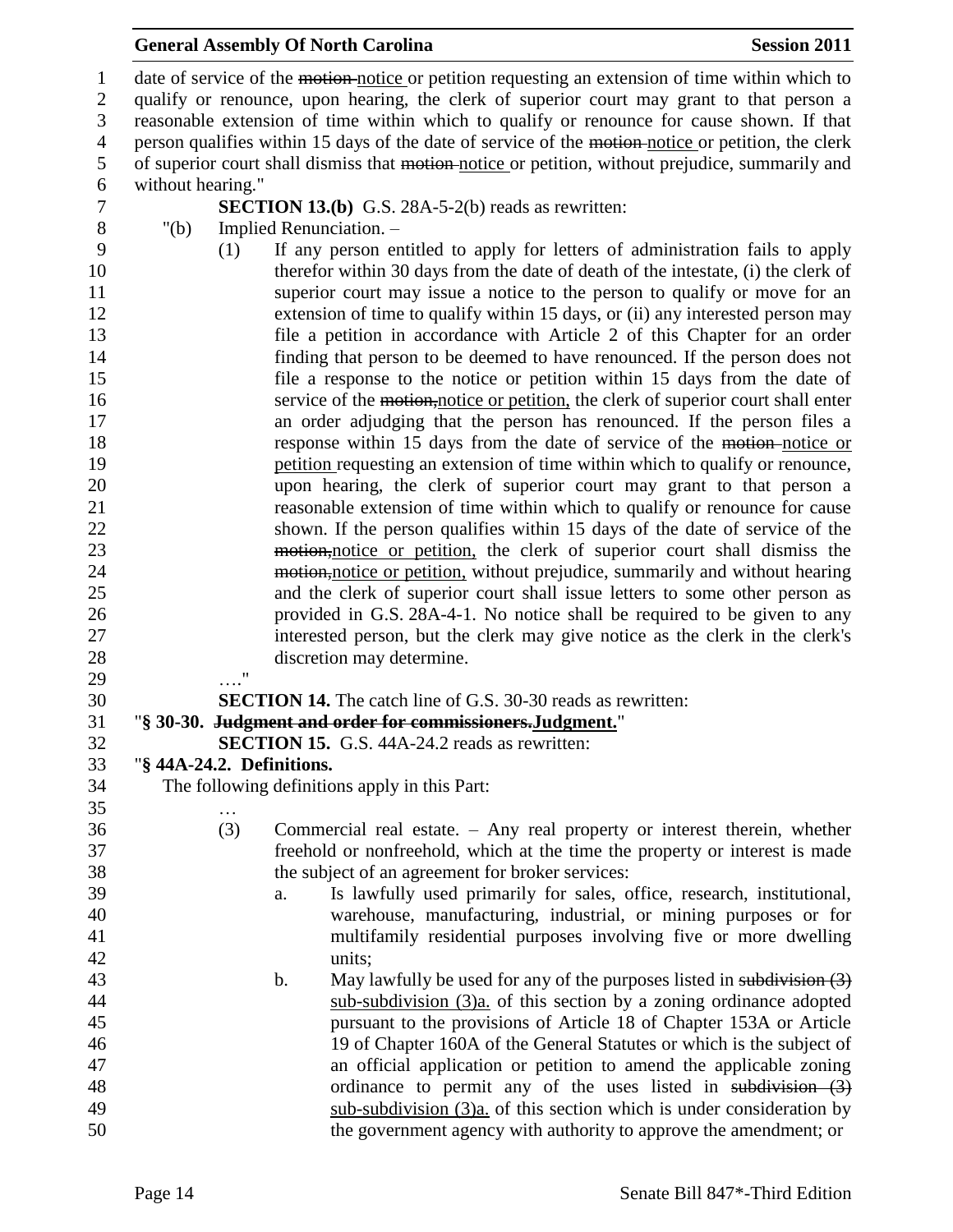date of service of the ~~motion~~ notice or petition requesting an extension of time within which to qualify or renounce, upon hearing, the clerk of superior court may grant to that person a reasonable extension of time within which to qualify or renounce for cause shown. If that person qualifies within 15 days of the date of service of the ~~motion~~ notice or petition, the clerk of superior court shall dismiss that ~~motion~~ notice or petition, without prejudice, summarily and without hearing."

**SECTION 13.(b)** G.S. 28A-5-2(b) reads as rewritten:

"(b) Implied Renunciation. –

(1) If any person entitled to apply for letters of administration fails to apply therefor within 30 days from the date of death of the intestate, (i) the clerk of superior court may issue a notice to the person to qualify or move for an extension of time to qualify within 15 days, or (ii) any interested person may file a petition in accordance with Article 2 of this Chapter for an order finding that person to be deemed to have renounced. If the person does not file a response to the notice or petition within 15 days from the date of service of the ~~motion,~~notice or petition, the clerk of superior court shall enter an order adjudging that the person has renounced. If the person files a response within 15 days from the date of service of the ~~motion~~ notice or petition requesting an extension of time within which to qualify or renounce, upon hearing, the clerk of superior court may grant to that person a reasonable extension of time within which to qualify or renounce for cause shown. If the person qualifies within 15 days of the date of service of the ~~motion,~~notice or petition, the clerk of superior court shall dismiss the ~~motion,~~notice or petition, without prejudice, summarily and without hearing and the clerk of superior court shall issue letters to some other person as provided in G.S. 28A-4-1. No notice shall be required to be given to any interested person, but the clerk may give notice as the clerk in the clerk's discretion may determine.

…."

**SECTION 14.** The catch line of G.S. 30-30 reads as rewritten:

"**§ 30-30. ~~Judgment and order for commissioners.~~Judgment.**"

**SECTION 15.** G.S. 44A-24.2 reads as rewritten:

"**§ 44A-24.2. Definitions.**

The following definitions apply in this Part:

…

(3) Commercial real estate. – Any real property or interest therein, whether freehold or nonfreehold, which at the time the property or interest is made the subject of an agreement for broker services:

a. Is lawfully used primarily for sales, office, research, institutional, warehouse, manufacturing, industrial, or mining purposes or for multifamily residential purposes involving five or more dwelling units;

b. May lawfully be used for any of the purposes listed in ~~subdivision (3)~~ sub-subdivision (3)a. of this section by a zoning ordinance adopted pursuant to the provisions of Article 18 of Chapter 153A or Article 19 of Chapter 160A of the General Statutes or which is the subject of an official application or petition to amend the applicable zoning ordinance to permit any of the uses listed in ~~subdivision (3)~~ sub-subdivision (3)a. of this section which is under consideration by the government agency with authority to approve the amendment; or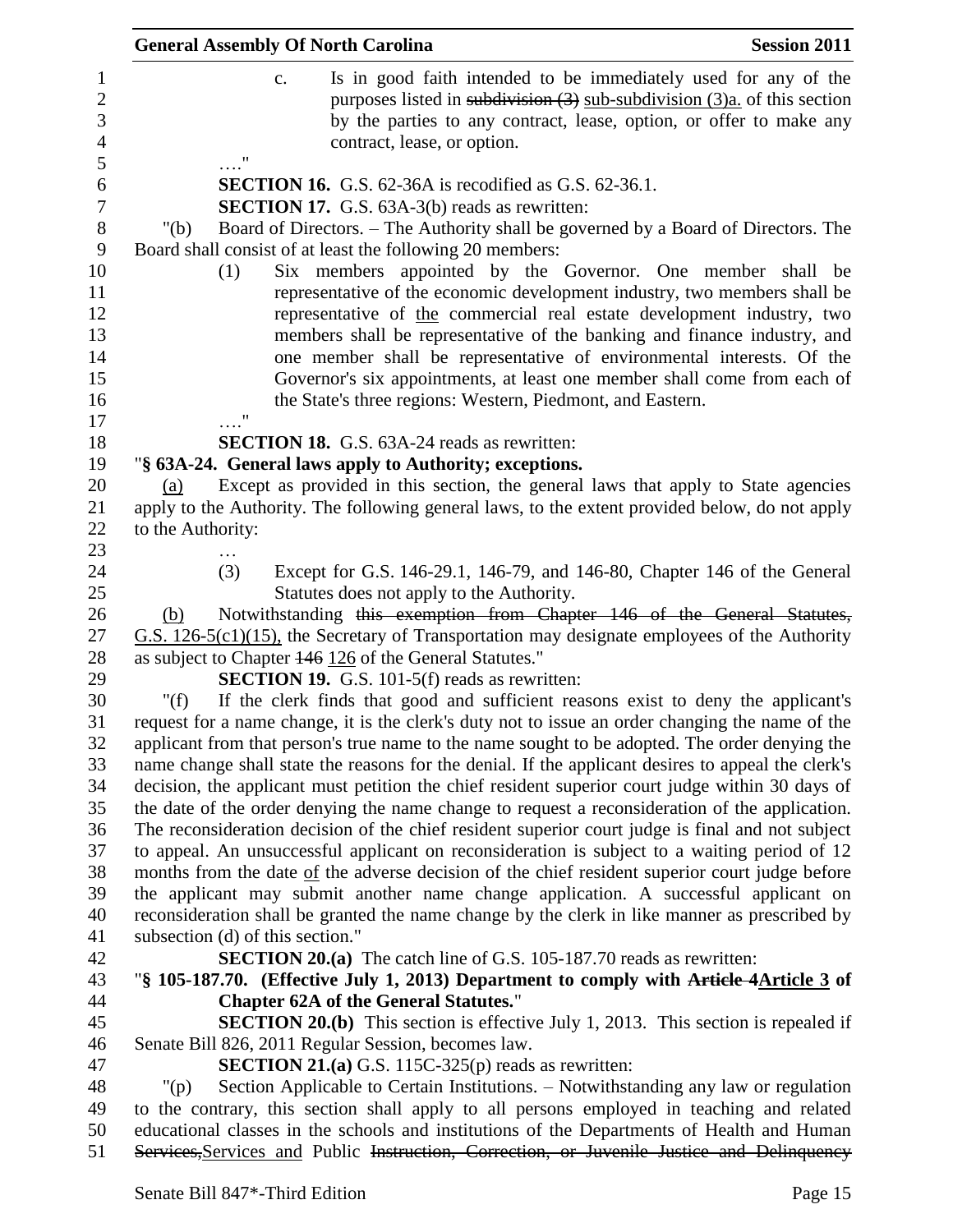c. Is in good faith intended to be immediately used for any of the purposes listed in ~~subdivision (3)~~ sub-subdivision (3)a. of this section by the parties to any contract, lease, option, or offer to make any contract, lease, or option.

…."

**SECTION 16.** G.S. 62-36A is recodified as G.S. 62-36.1.

**SECTION 17.** G.S. 63A-3(b) reads as rewritten:

"(b) Board of Directors. – The Authority shall be governed by a Board of Directors. The Board shall consist of at least the following 20 members:

(1) Six members appointed by the Governor. One member shall be representative of the economic development industry, two members shall be representative of the commercial real estate development industry, two members shall be representative of the banking and finance industry, and one member shall be representative of environmental interests. Of the Governor's six appointments, at least one member shall come from each of the State's three regions: Western, Piedmont, and Eastern.

…."

**SECTION 18.** G.S. 63A-24 reads as rewritten:

"**§ 63A-24. General laws apply to Authority; exceptions.**

(a) Except as provided in this section, the general laws that apply to State agencies apply to the Authority. The following general laws, to the extent provided below, do not apply to the Authority:

…

(3) Except for G.S. 146-29.1, 146-79, and 146-80, Chapter 146 of the General Statutes does not apply to the Authority.

(b) Notwithstanding ~~this exemption from Chapter 146 of the General Statutes,~~ G.S. 126-5(c1)(15), the Secretary of Transportation may designate employees of the Authority as subject to Chapter ~~146~~ 126 of the General Statutes."

**SECTION 19.** G.S. 101-5(f) reads as rewritten:

"(f) If the clerk finds that good and sufficient reasons exist to deny the applicant's request for a name change, it is the clerk's duty not to issue an order changing the name of the applicant from that person's true name to the name sought to be adopted. The order denying the name change shall state the reasons for the denial. If the applicant desires to appeal the clerk's decision, the applicant must petition the chief resident superior court judge within 30 days of the date of the order denying the name change to request a reconsideration of the application. The reconsideration decision of the chief resident superior court judge is final and not subject to appeal. An unsuccessful applicant on reconsideration is subject to a waiting period of 12 months from the date of the adverse decision of the chief resident superior court judge before the applicant may submit another name change application. A successful applicant on reconsideration shall be granted the name change by the clerk in like manner as prescribed by subsection (d) of this section."

**SECTION 20.(a)** The catch line of G.S. 105-187.70 reads as rewritten:

"**§ 105-187.70. (Effective July 1, 2013) Department to comply with ~~Article 4~~Article 3 of Chapter 62A of the General Statutes.**"

**SECTION 20.(b)** This section is effective July 1, 2013. This section is repealed if Senate Bill 826, 2011 Regular Session, becomes law.

**SECTION 21.(a)** G.S. 115C-325(p) reads as rewritten:

"(p) Section Applicable to Certain Institutions. – Notwithstanding any law or regulation to the contrary, this section shall apply to all persons employed in teaching and related educational classes in the schools and institutions of the Departments of Health and Human ~~Services,~~Services and Public ~~Instruction, Correction, or Juvenile Justice and Delinquency~~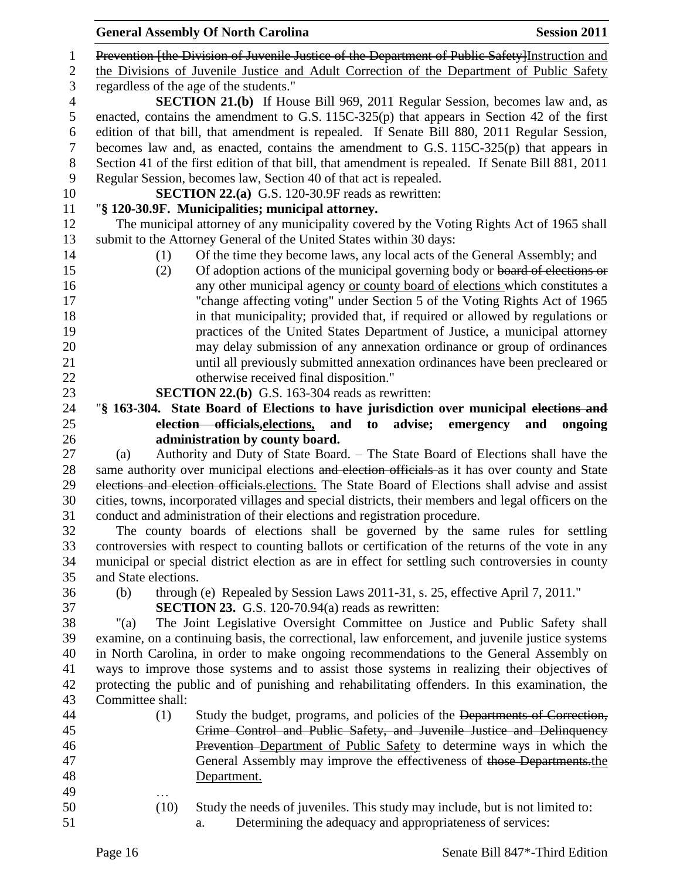Prevention [the Division of Juvenile Justice of the Department of Public Safety]Instruction and the Divisions of Juvenile Justice and Adult Correction of the Department of Public Safety regardless of the age of the students."

**SECTION 21.(b)** If House Bill 969, 2011 Regular Session, becomes law and, as enacted, contains the amendment to G.S. 115C-325(p) that appears in Section 42 of the first edition of that bill, that amendment is repealed. If Senate Bill 880, 2011 Regular Session, becomes law and, as enacted, contains the amendment to G.S. 115C-325(p) that appears in Section 41 of the first edition of that bill, that amendment is repealed. If Senate Bill 881, 2011 Regular Session, becomes law, Section 40 of that act is repealed.

**SECTION 22.(a)** G.S. 120-30.9F reads as rewritten:

"**§ 120-30.9F. Municipalities; municipal attorney.**

The municipal attorney of any municipality covered by the Voting Rights Act of 1965 shall submit to the Attorney General of the United States within 30 days:

(1) Of the time they become laws, any local acts of the General Assembly; and

(2) Of adoption actions of the municipal governing body or ~~board of elections or~~ any other municipal agency <u>or county board of elections</u> which constitutes a "change affecting voting" under Section 5 of the Voting Rights Act of 1965 in that municipality; provided that, if required or allowed by regulations or practices of the United States Department of Justice, a municipal attorney may delay submission of any annexation ordinance or group of ordinances until all previously submitted annexation ordinances have been precleared or otherwise received final disposition."

**SECTION 22.(b)** G.S. 163-304 reads as rewritten:

"**§ 163-304. State Board of Elections to have jurisdiction over municipal ~~elections and election officials,~~<u>elections,</u> and to advise; emergency and ongoing administration by county board.**

(a) Authority and Duty of State Board. – The State Board of Elections shall have the same authority over municipal elections ~~and election officials~~ as it has over county and State ~~elections and election officials.~~<u>elections.</u> The State Board of Elections shall advise and assist cities, towns, incorporated villages and special districts, their members and legal officers on the conduct and administration of their elections and registration procedure.

The county boards of elections shall be governed by the same rules for settling controversies with respect to counting ballots or certification of the returns of the vote in any municipal or special district election as are in effect for settling such controversies in county and State elections.

(b) through (e) Repealed by Session Laws 2011-31, s. 25, effective April 7, 2011."

**SECTION 23.** G.S. 120-70.94(a) reads as rewritten:

"(a) The Joint Legislative Oversight Committee on Justice and Public Safety shall examine, on a continuing basis, the correctional, law enforcement, and juvenile justice systems in North Carolina, in order to make ongoing recommendations to the General Assembly on ways to improve those systems and to assist those systems in realizing their objectives of protecting the public and of punishing and rehabilitating offenders. In this examination, the Committee shall:

(1) Study the budget, programs, and policies of the ~~Departments of Correction, Crime Control and Public Safety, and Juvenile Justice and Delinquency Prevention~~ <u>Department of Public Safety</u> to determine ways in which the General Assembly may improve the effectiveness of ~~those Departments.~~<u>the Department.</u>

…

(10) Study the needs of juveniles. This study may include, but is not limited to:

a. Determining the adequacy and appropriateness of services: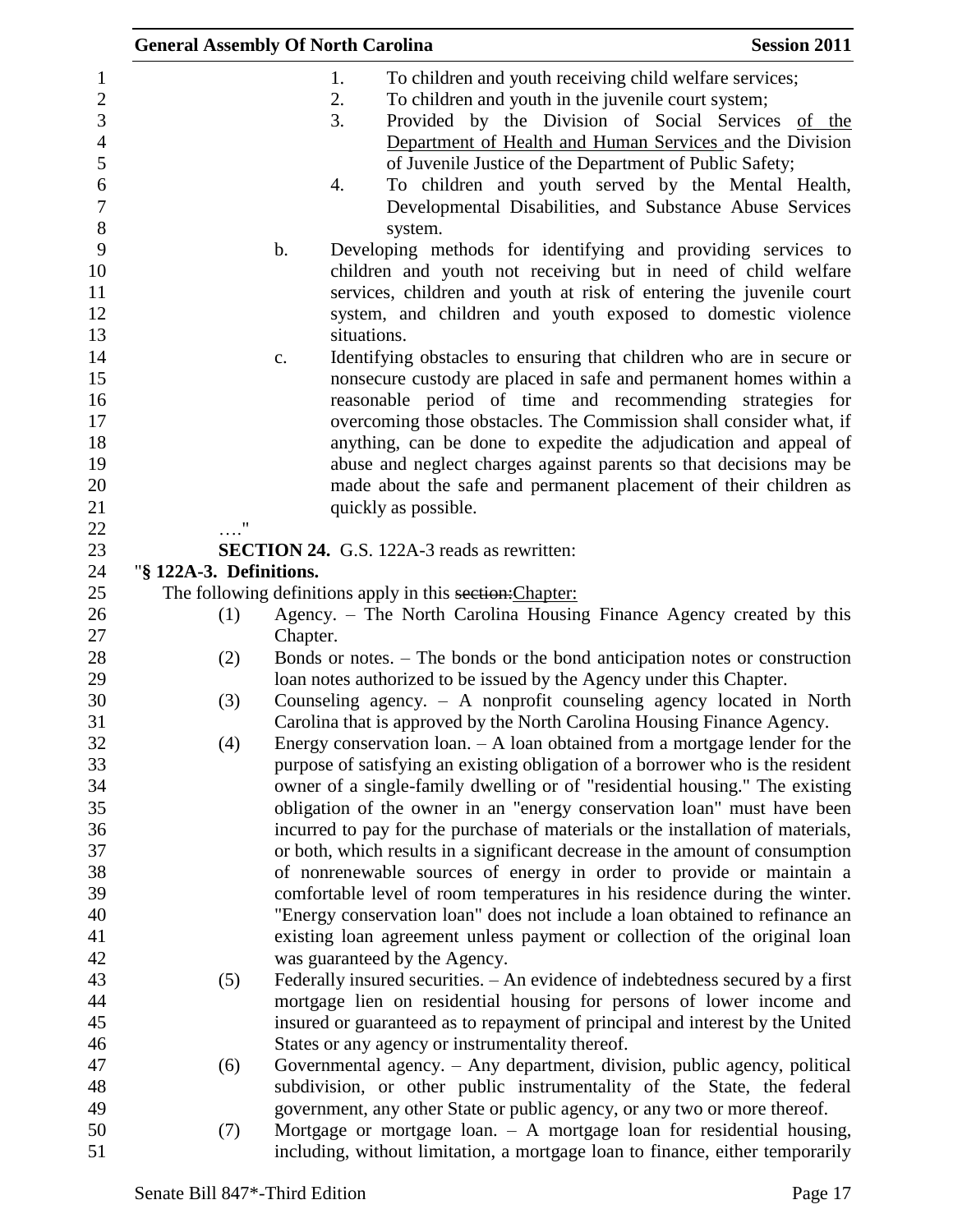1. To children and youth receiving child welfare services;
2. To children and youth in the juvenile court system;
3. Provided by the Division of Social Services of the Department of Health and Human Services and the Division of Juvenile Justice of the Department of Public Safety;
4. To children and youth served by the Mental Health, Developmental Disabilities, and Substance Abuse Services system.

b. Developing methods for identifying and providing services to children and youth not receiving but in need of child welfare services, children and youth at risk of entering the juvenile court system, and children and youth exposed to domestic violence situations.

c. Identifying obstacles to ensuring that children who are in secure or nonsecure custody are placed in safe and permanent homes within a reasonable period of time and recommending strategies for overcoming those obstacles. The Commission shall consider what, if anything, can be done to expedite the adjudication and appeal of abuse and neglect charges against parents so that decisions may be made about the safe and permanent placement of their children as quickly as possible.

…."

**SECTION 24.** G.S. 122A-3 reads as rewritten:

"**§ 122A-3. Definitions.**

The following definitions apply in this ~~section:~~Chapter:

(1) Agency. – The North Carolina Housing Finance Agency created by this Chapter.

(2) Bonds or notes. – The bonds or the bond anticipation notes or construction loan notes authorized to be issued by the Agency under this Chapter.

(3) Counseling agency. – A nonprofit counseling agency located in North Carolina that is approved by the North Carolina Housing Finance Agency.

(4) Energy conservation loan. – A loan obtained from a mortgage lender for the purpose of satisfying an existing obligation of a borrower who is the resident owner of a single-family dwelling or of "residential housing." The existing obligation of the owner in an "energy conservation loan" must have been incurred to pay for the purchase of materials or the installation of materials, or both, which results in a significant decrease in the amount of consumption of nonrenewable sources of energy in order to provide or maintain a comfortable level of room temperatures in his residence during the winter. "Energy conservation loan" does not include a loan obtained to refinance an existing loan agreement unless payment or collection of the original loan was guaranteed by the Agency.

(5) Federally insured securities. – An evidence of indebtedness secured by a first mortgage lien on residential housing for persons of lower income and insured or guaranteed as to repayment of principal and interest by the United States or any agency or instrumentality thereof.

(6) Governmental agency. – Any department, division, public agency, political subdivision, or other public instrumentality of the State, the federal government, any other State or public agency, or any two or more thereof.

(7) Mortgage or mortgage loan. – A mortgage loan for residential housing, including, without limitation, a mortgage loan to finance, either temporarily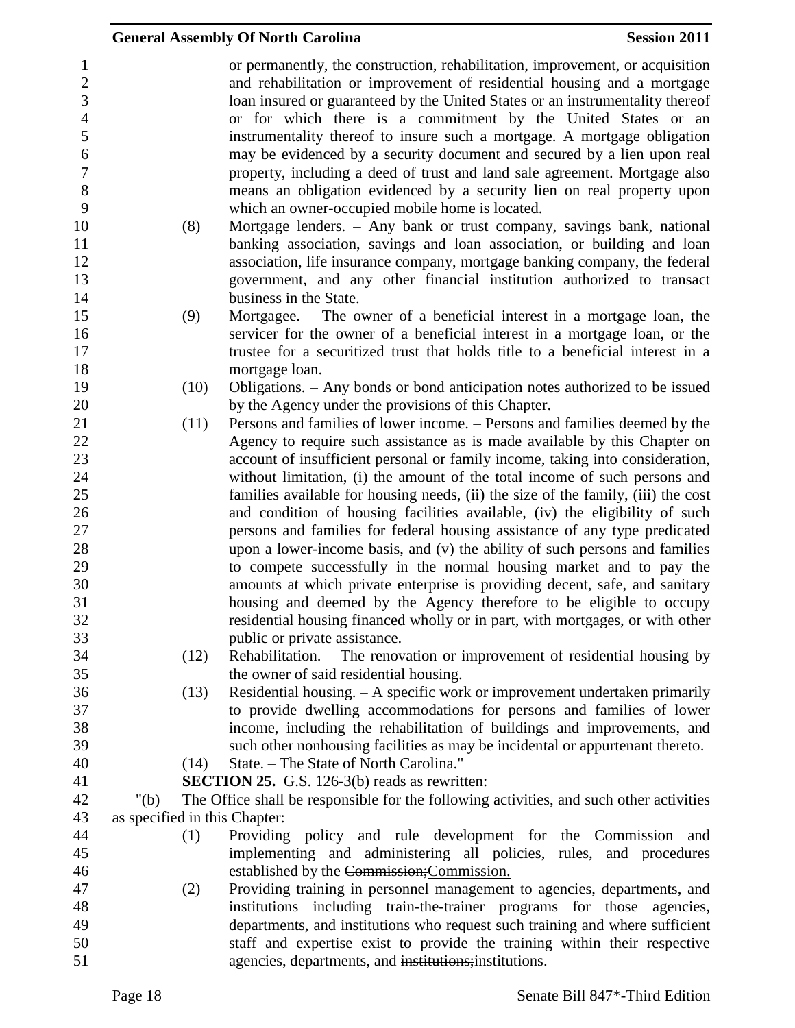or permanently, the construction, rehabilitation, improvement, or acquisition and rehabilitation or improvement of residential housing and a mortgage loan insured or guaranteed by the United States or an instrumentality thereof or for which there is a commitment by the United States or an instrumentality thereof to insure such a mortgage. A mortgage obligation may be evidenced by a security document and secured by a lien upon real property, including a deed of trust and land sale agreement. Mortgage also means an obligation evidenced by a security lien on real property upon which an owner-occupied mobile home is located.

(8) Mortgage lenders. – Any bank or trust company, savings bank, national banking association, savings and loan association, or building and loan association, life insurance company, mortgage banking company, the federal government, and any other financial institution authorized to transact business in the State.

(9) Mortgagee. – The owner of a beneficial interest in a mortgage loan, the servicer for the owner of a beneficial interest in a mortgage loan, or the trustee for a securitized trust that holds title to a beneficial interest in a mortgage loan.

(10) Obligations. – Any bonds or bond anticipation notes authorized to be issued by the Agency under the provisions of this Chapter.

(11) Persons and families of lower income. – Persons and families deemed by the Agency to require such assistance as is made available by this Chapter on account of insufficient personal or family income, taking into consideration, without limitation, (i) the amount of the total income of such persons and families available for housing needs, (ii) the size of the family, (iii) the cost and condition of housing facilities available, (iv) the eligibility of such persons and families for federal housing assistance of any type predicated upon a lower-income basis, and (v) the ability of such persons and families to compete successfully in the normal housing market and to pay the amounts at which private enterprise is providing decent, safe, and sanitary housing and deemed by the Agency therefore to be eligible to occupy residential housing financed wholly or in part, with mortgages, or with other public or private assistance.

(12) Rehabilitation. – The renovation or improvement of residential housing by the owner of said residential housing.

(13) Residential housing. – A specific work or improvement undertaken primarily to provide dwelling accommodations for persons and families of lower income, including the rehabilitation of buildings and improvements, and such other nonhousing facilities as may be incidental or appurtenant thereto.

(14) State. – The State of North Carolina."

**SECTION 25.** G.S. 126-3(b) reads as rewritten:

"(b) The Office shall be responsible for the following activities, and such other activities as specified in this Chapter:

(1) Providing policy and rule development for the Commission and implementing and administering all policies, rules, and procedures established by the ~~Commission;~~Commission.

(2) Providing training in personnel management to agencies, departments, and institutions including train-the-trainer programs for those agencies, departments, and institutions who request such training and where sufficient staff and expertise exist to provide the training within their respective agencies, departments, and ~~institutions;~~institutions.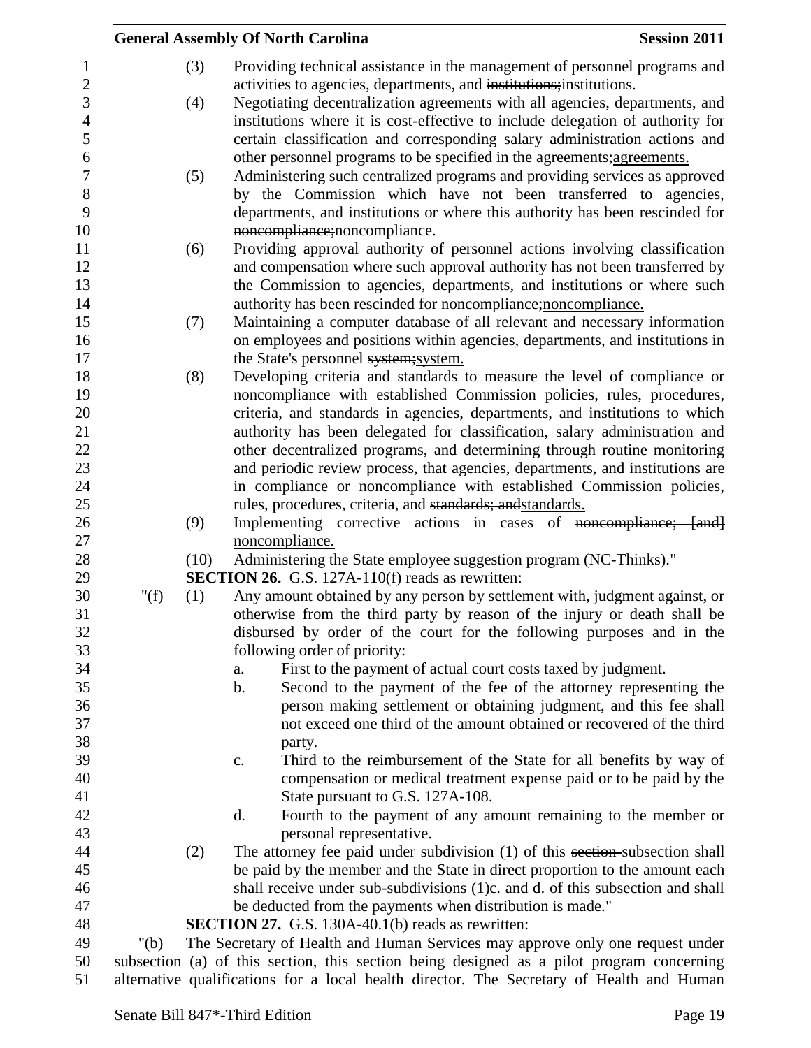(3) Providing technical assistance in the management of personnel programs and activities to agencies, departments, and ~~institutions;~~institutions.

(4) Negotiating decentralization agreements with all agencies, departments, and institutions where it is cost-effective to include delegation of authority for certain classification and corresponding salary administration actions and other personnel programs to be specified in the ~~agreements;~~agreements.

(5) Administering such centralized programs and providing services as approved by the Commission which have not been transferred to agencies, departments, and institutions or where this authority has been rescinded for ~~noncompliance;~~noncompliance.

(6) Providing approval authority of personnel actions involving classification and compensation where such approval authority has not been transferred by the Commission to agencies, departments, and institutions or where such authority has been rescinded for ~~noncompliance;~~noncompliance.

(7) Maintaining a computer database of all relevant and necessary information on employees and positions within agencies, departments, and institutions in the State's personnel ~~system;~~system.

(8) Developing criteria and standards to measure the level of compliance or noncompliance with established Commission policies, rules, procedures, criteria, and standards in agencies, departments, and institutions to which authority has been delegated for classification, salary administration and other decentralized programs, and determining through routine monitoring and periodic review process, that agencies, departments, and institutions are in compliance or noncompliance with established Commission policies, rules, procedures, criteria, and ~~standards; and~~standards.

(9) Implementing corrective actions in cases of ~~noncompliance; [and]~~ noncompliance.

(10) Administering the State employee suggestion program (NC-Thinks)."

**SECTION 26.** G.S. 127A-110(f) reads as rewritten:

"(f) (1) Any amount obtained by any person by settlement with, judgment against, or otherwise from the third party by reason of the injury or death shall be disbursed by order of the court for the following purposes and in the following order of priority:

a. First to the payment of actual court costs taxed by judgment.

b. Second to the payment of the fee of the attorney representing the person making settlement or obtaining judgment, and this fee shall not exceed one third of the amount obtained or recovered of the third party.

c. Third to the reimbursement of the State for all benefits by way of compensation or medical treatment expense paid or to be paid by the State pursuant to G.S. 127A-108.

d. Fourth to the payment of any amount remaining to the member or personal representative.

(2) The attorney fee paid under subdivision (1) of this ~~section~~ subsection shall be paid by the member and the State in direct proportion to the amount each shall receive under sub-subdivisions (1)c. and d. of this subsection and shall be deducted from the payments when distribution is made."

**SECTION 27.** G.S. 130A-40.1(b) reads as rewritten:

"(b) The Secretary of Health and Human Services may approve only one request under subsection (a) of this section, this section being designed as a pilot program concerning alternative qualifications for a local health director. The Secretary of Health and Human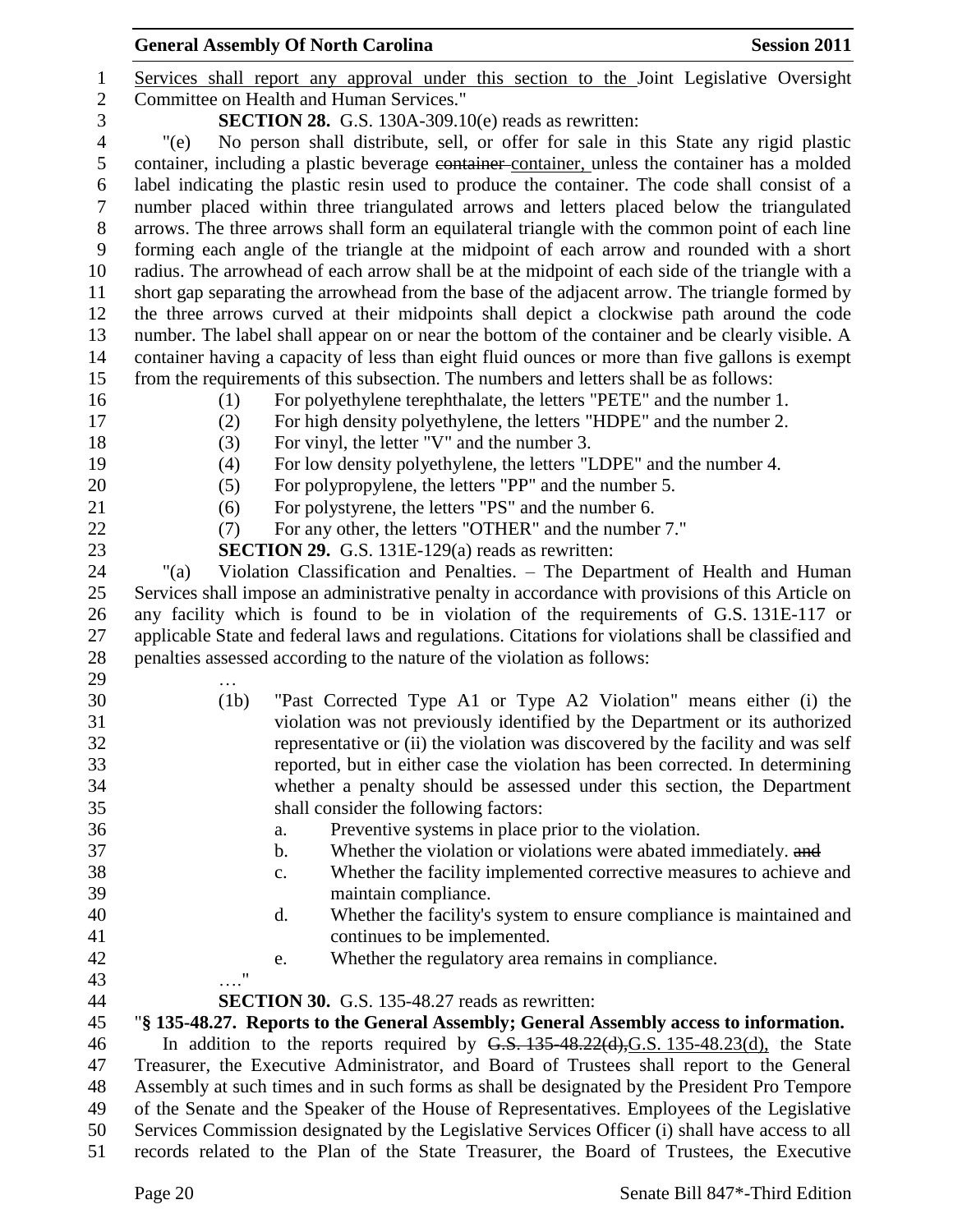Services shall report any approval under this section to the Joint Legislative Oversight Committee on Health and Human Services."

**SECTION 28.** G.S. 130A-309.10(e) reads as rewritten:

"(e) No person shall distribute, sell, or offer for sale in this State any rigid plastic container, including a plastic beverage ~~container~~ container, unless the container has a molded label indicating the plastic resin used to produce the container. The code shall consist of a number placed within three triangulated arrows and letters placed below the triangulated arrows. The three arrows shall form an equilateral triangle with the common point of each line forming each angle of the triangle at the midpoint of each arrow and rounded with a short radius. The arrowhead of each arrow shall be at the midpoint of each side of the triangle with a short gap separating the arrowhead from the base of the adjacent arrow. The triangle formed by the three arrows curved at their midpoints shall depict a clockwise path around the code number. The label shall appear on or near the bottom of the container and be clearly visible. A container having a capacity of less than eight fluid ounces or more than five gallons is exempt from the requirements of this subsection. The numbers and letters shall be as follows:

(1) For polyethylene terephthalate, the letters "PETE" and the number 1.
(2) For high density polyethylene, the letters "HDPE" and the number 2.
(3) For vinyl, the letter "V" and the number 3.
(4) For low density polyethylene, the letters "LDPE" and the number 4.
(5) For polypropylene, the letters "PP" and the number 5.
(6) For polystyrene, the letters "PS" and the number 6.
(7) For any other, the letters "OTHER" and the number 7."

**SECTION 29.** G.S. 131E-129(a) reads as rewritten:

"(a) Violation Classification and Penalties. – The Department of Health and Human Services shall impose an administrative penalty in accordance with provisions of this Article on any facility which is found to be in violation of the requirements of G.S. 131E-117 or applicable State and federal laws and regulations. Citations for violations shall be classified and penalties assessed according to the nature of the violation as follows:

…

(1b) "Past Corrected Type A1 or Type A2 Violation" means either (i) the violation was not previously identified by the Department or its authorized representative or (ii) the violation was discovered by the facility and was self reported, but in either case the violation has been corrected. In determining whether a penalty should be assessed under this section, the Department shall consider the following factors:

a. Preventive systems in place prior to the violation.
b. Whether the violation or violations were abated immediately. ~~and~~
c. Whether the facility implemented corrective measures to achieve and maintain compliance.
d. Whether the facility's system to ensure compliance is maintained and continues to be implemented.
e. Whether the regulatory area remains in compliance.

…."

**SECTION 30.** G.S. 135-48.27 reads as rewritten:

"**§ 135-48.27. Reports to the General Assembly; General Assembly access to information.**

In addition to the reports required by ~~G.S. 135-48.22(d),~~G.S. 135-48.23(d), the State Treasurer, the Executive Administrator, and Board of Trustees shall report to the General Assembly at such times and in such forms as shall be designated by the President Pro Tempore of the Senate and the Speaker of the House of Representatives. Employees of the Legislative Services Commission designated by the Legislative Services Officer (i) shall have access to all records related to the Plan of the State Treasurer, the Board of Trustees, the Executive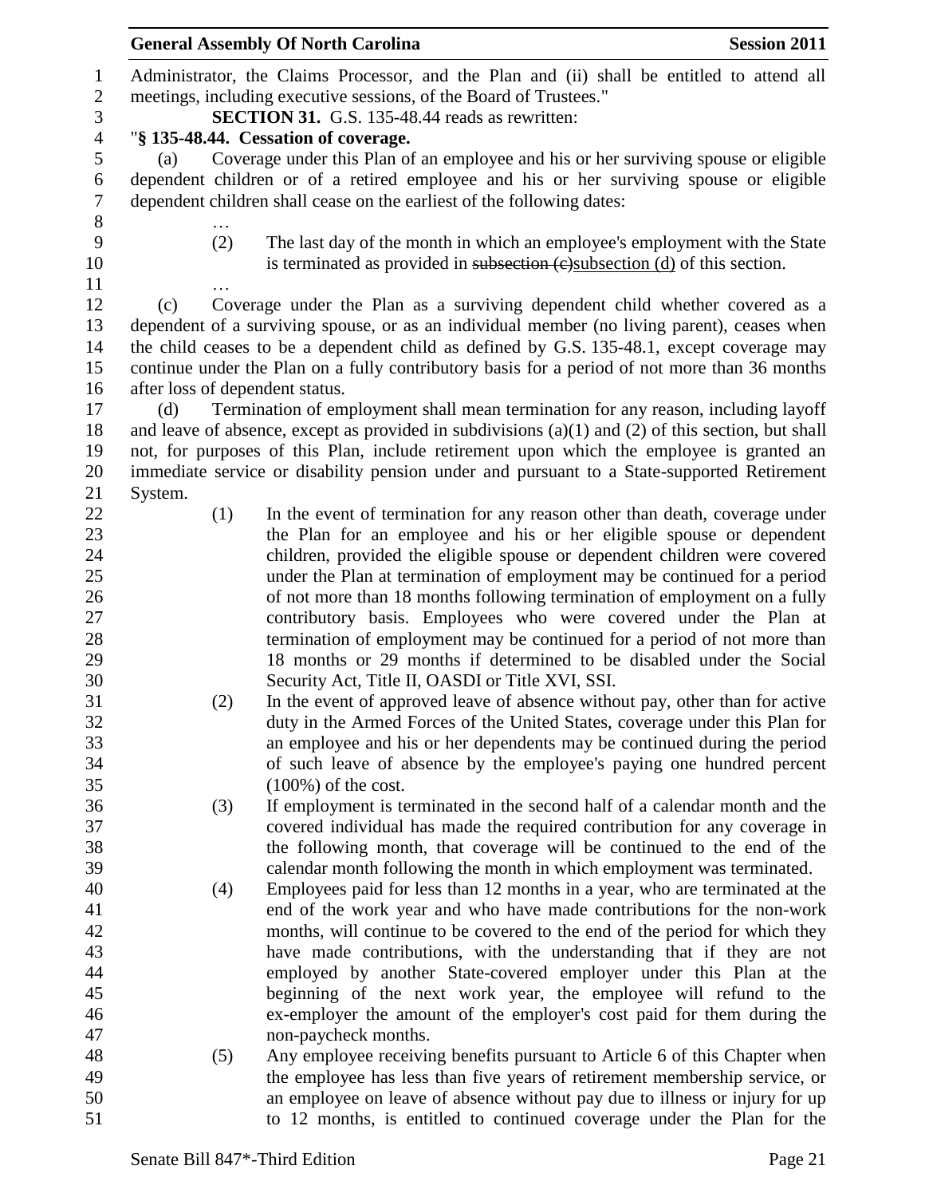Administrator, the Claims Processor, and the Plan and (ii) shall be entitled to attend all meetings, including executive sessions, of the Board of Trustees."

**SECTION 31.** G.S. 135-48.44 reads as rewritten:

"**§ 135-48.44. Cessation of coverage.**

(a) Coverage under this Plan of an employee and his or her surviving spouse or eligible dependent children or of a retired employee and his or her surviving spouse or eligible dependent children shall cease on the earliest of the following dates:

…

(2) The last day of the month in which an employee's employment with the State is terminated as provided in ~~subsection (c)~~subsection (d) of this section.

…

(c) Coverage under the Plan as a surviving dependent child whether covered as a dependent of a surviving spouse, or as an individual member (no living parent), ceases when the child ceases to be a dependent child as defined by G.S. 135-48.1, except coverage may continue under the Plan on a fully contributory basis for a period of not more than 36 months after loss of dependent status.

(d) Termination of employment shall mean termination for any reason, including layoff and leave of absence, except as provided in subdivisions (a)(1) and (2) of this section, but shall not, for purposes of this Plan, include retirement upon which the employee is granted an immediate service or disability pension under and pursuant to a State-supported Retirement System.

(1) In the event of termination for any reason other than death, coverage under the Plan for an employee and his or her eligible spouse or dependent children, provided the eligible spouse or dependent children were covered under the Plan at termination of employment may be continued for a period of not more than 18 months following termination of employment on a fully contributory basis. Employees who were covered under the Plan at termination of employment may be continued for a period of not more than 18 months or 29 months if determined to be disabled under the Social Security Act, Title II, OASDI or Title XVI, SSI.

(2) In the event of approved leave of absence without pay, other than for active duty in the Armed Forces of the United States, coverage under this Plan for an employee and his or her dependents may be continued during the period of such leave of absence by the employee's paying one hundred percent (100%) of the cost.

(3) If employment is terminated in the second half of a calendar month and the covered individual has made the required contribution for any coverage in the following month, that coverage will be continued to the end of the calendar month following the month in which employment was terminated.

(4) Employees paid for less than 12 months in a year, who are terminated at the end of the work year and who have made contributions for the non-work months, will continue to be covered to the end of the period for which they have made contributions, with the understanding that if they are not employed by another State-covered employer under this Plan at the beginning of the next work year, the employee will refund to the ex-employer the amount of the employer's cost paid for them during the non-paycheck months.

(5) Any employee receiving benefits pursuant to Article 6 of this Chapter when the employee has less than five years of retirement membership service, or an employee on leave of absence without pay due to illness or injury for up to 12 months, is entitled to continued coverage under the Plan for the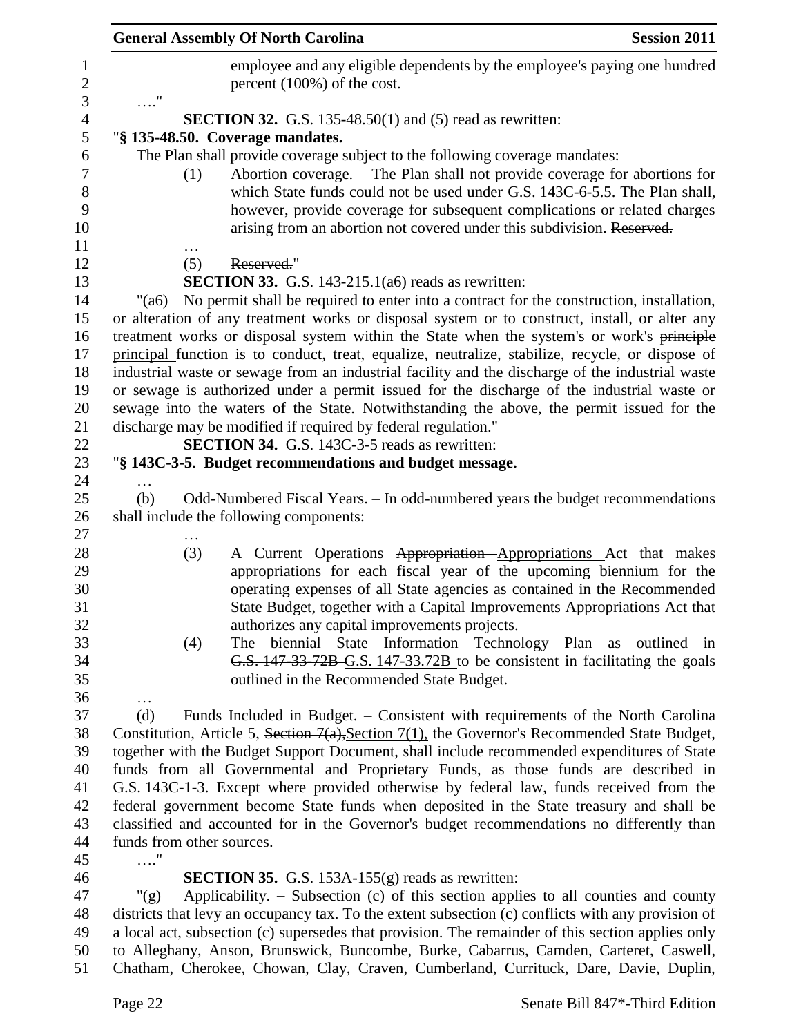employee and any eligible dependents by the employee's paying one hundred percent (100%) of the cost.

…."

**SECTION 32.** G.S. 135-48.50(1) and (5) read as rewritten:

"**§ 135-48.50. Coverage mandates.**

The Plan shall provide coverage subject to the following coverage mandates:

(1) Abortion coverage. – The Plan shall not provide coverage for abortions for which State funds could not be used under G.S. 143C-6-5.5. The Plan shall, however, provide coverage for subsequent complications or related charges arising from an abortion not covered under this subdivision. ~~Reserved.~~

…

(5) ~~Reserved.~~"

**SECTION 33.** G.S. 143-215.1(a6) reads as rewritten:

"(a6) No permit shall be required to enter into a contract for the construction, installation, or alteration of any treatment works or disposal system or to construct, install, or alter any treatment works or disposal system within the State when the system's or work's ~~principle~~ principal function is to conduct, treat, equalize, neutralize, stabilize, recycle, or dispose of industrial waste or sewage from an industrial facility and the discharge of the industrial waste or sewage is authorized under a permit issued for the discharge of the industrial waste or sewage into the waters of the State. Notwithstanding the above, the permit issued for the discharge may be modified if required by federal regulation."

**SECTION 34.** G.S. 143C-3-5 reads as rewritten:

"**§ 143C-3-5. Budget recommendations and budget message.**

…

(b) Odd-Numbered Fiscal Years. – In odd-numbered years the budget recommendations shall include the following components:

…

(3) A Current Operations ~~Appropriation~~ Appropriations Act that makes appropriations for each fiscal year of the upcoming biennium for the operating expenses of all State agencies as contained in the Recommended State Budget, together with a Capital Improvements Appropriations Act that authorizes any capital improvements projects.

(4) The biennial State Information Technology Plan as outlined in ~~G.S. 147-33-72B~~ G.S. 147-33.72B to be consistent in facilitating the goals outlined in the Recommended State Budget.

…

(d) Funds Included in Budget. – Consistent with requirements of the North Carolina Constitution, Article 5, ~~Section 7(a),~~Section 7(1), the Governor's Recommended State Budget, together with the Budget Support Document, shall include recommended expenditures of State funds from all Governmental and Proprietary Funds, as those funds are described in G.S. 143C-1-3. Except where provided otherwise by federal law, funds received from the federal government become State funds when deposited in the State treasury and shall be classified and accounted for in the Governor's budget recommendations no differently than funds from other sources.

…."

**SECTION 35.** G.S. 153A-155(g) reads as rewritten:

"(g) Applicability. – Subsection (c) of this section applies to all counties and county districts that levy an occupancy tax. To the extent subsection (c) conflicts with any provision of a local act, subsection (c) supersedes that provision. The remainder of this section applies only to Alleghany, Anson, Brunswick, Buncombe, Burke, Cabarrus, Camden, Carteret, Caswell, Chatham, Cherokee, Chowan, Clay, Craven, Cumberland, Currituck, Dare, Davie, Duplin,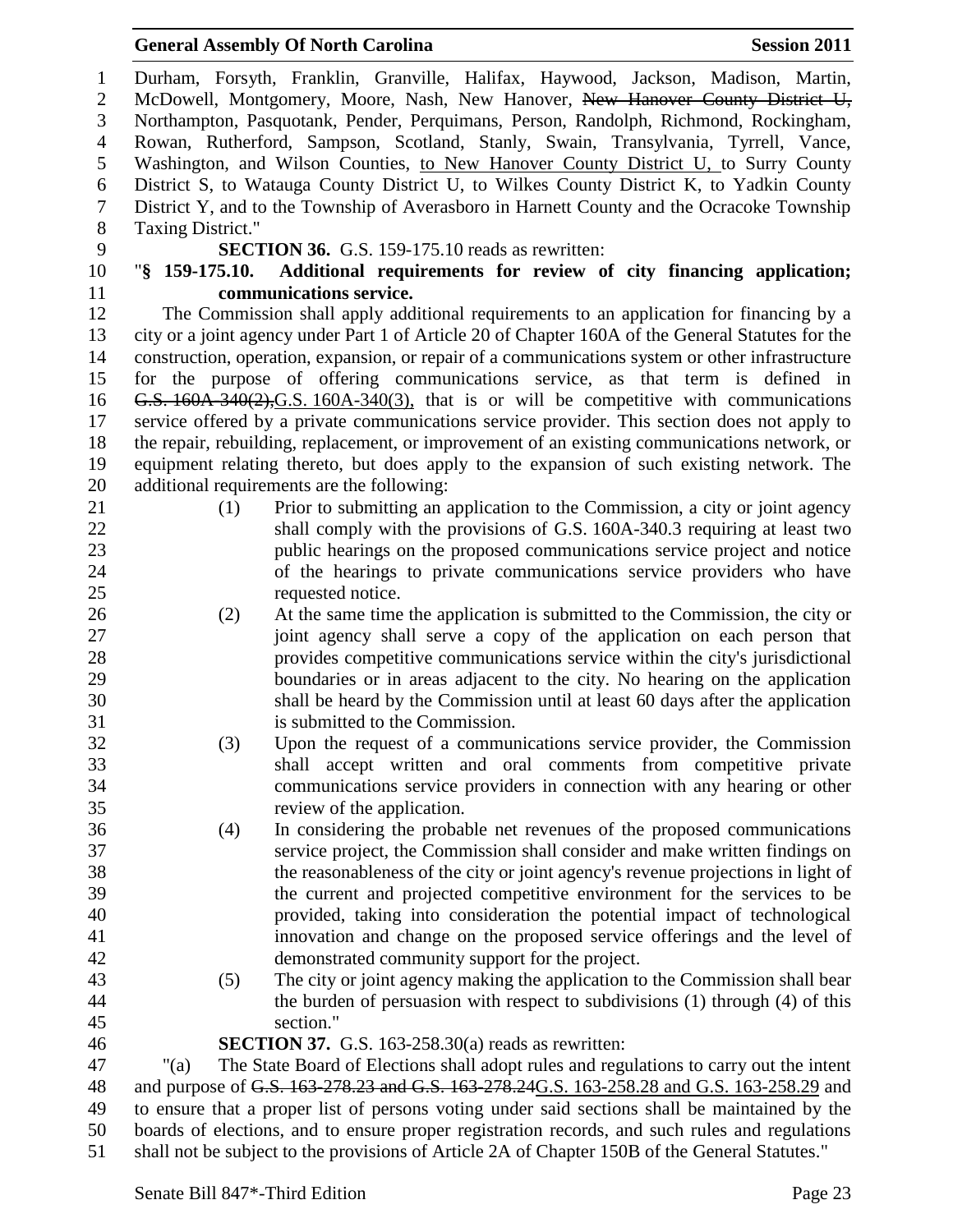Durham, Forsyth, Franklin, Granville, Halifax, Haywood, Jackson, Madison, Martin, McDowell, Montgomery, Moore, Nash, New Hanover, ~~New Hanover County District U,~~ Northampton, Pasquotank, Pender, Perquimans, Person, Randolph, Richmond, Rockingham, Rowan, Rutherford, Sampson, Scotland, Stanly, Swain, Transylvania, Tyrrell, Vance, Washington, and Wilson Counties, to New Hanover County District U, to Surry County District S, to Watauga County District U, to Wilkes County District K, to Yadkin County District Y, and to the Township of Averasboro in Harnett County and the Ocracoke Township Taxing District."

**SECTION 36.** G.S. 159-175.10 reads as rewritten:

"**§ 159-175.10. Additional requirements for review of city financing application; communications service.**

The Commission shall apply additional requirements to an application for financing by a city or a joint agency under Part 1 of Article 20 of Chapter 160A of the General Statutes for the construction, operation, expansion, or repair of a communications system or other infrastructure for the purpose of offering communications service, as that term is defined in ~~G.S. 160A-340(2),~~G.S. 160A-340(3), that is or will be competitive with communications service offered by a private communications service provider. This section does not apply to the repair, rebuilding, replacement, or improvement of an existing communications network, or equipment relating thereto, but does apply to the expansion of such existing network. The additional requirements are the following:

(1) Prior to submitting an application to the Commission, a city or joint agency shall comply with the provisions of G.S. 160A-340.3 requiring at least two public hearings on the proposed communications service project and notice of the hearings to private communications service providers who have requested notice.

(2) At the same time the application is submitted to the Commission, the city or joint agency shall serve a copy of the application on each person that provides competitive communications service within the city's jurisdictional boundaries or in areas adjacent to the city. No hearing on the application shall be heard by the Commission until at least 60 days after the application is submitted to the Commission.

(3) Upon the request of a communications service provider, the Commission shall accept written and oral comments from competitive private communications service providers in connection with any hearing or other review of the application.

(4) In considering the probable net revenues of the proposed communications service project, the Commission shall consider and make written findings on the reasonableness of the city or joint agency's revenue projections in light of the current and projected competitive environment for the services to be provided, taking into consideration the potential impact of technological innovation and change on the proposed service offerings and the level of demonstrated community support for the project.

(5) The city or joint agency making the application to the Commission shall bear the burden of persuasion with respect to subdivisions (1) through (4) of this section."

**SECTION 37.** G.S. 163-258.30(a) reads as rewritten:

"(a) The State Board of Elections shall adopt rules and regulations to carry out the intent and purpose of ~~G.S. 163-278.23 and G.S. 163-278.24~~G.S. 163-258.28 and G.S. 163-258.29 and to ensure that a proper list of persons voting under said sections shall be maintained by the boards of elections, and to ensure proper registration records, and such rules and regulations shall not be subject to the provisions of Article 2A of Chapter 150B of the General Statutes."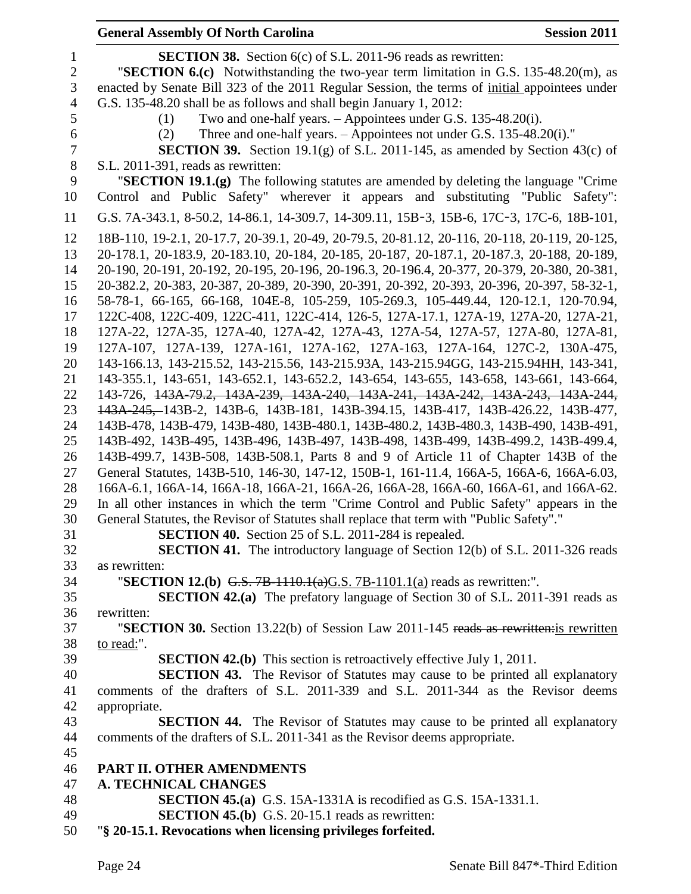**SECTION 38.** Section 6(c) of S.L. 2011-96 reads as rewritten:

"**SECTION 6.(c)** Notwithstanding the two-year term limitation in G.S. 135-48.20(m), as enacted by Senate Bill 323 of the 2011 Regular Session, the terms of initial appointees under G.S. 135-48.20 shall be as follows and shall begin January 1, 2012:

(1) Two and one-half years. – Appointees under G.S. 135-48.20(i).

(2) Three and one-half years. – Appointees not under G.S. 135-48.20(i)."

**SECTION 39.** Section 19.1(g) of S.L. 2011-145, as amended by Section 43(c) of S.L. 2011-391, reads as rewritten:

"**SECTION 19.1.(g)** The following statutes are amended by deleting the language "Crime Control and Public Safety" wherever it appears and substituting "Public Safety": G.S. 7A-343.1, 8-50.2, 14-86.1, 14-309.7, 14-309.11, 15B-3, 15B-6, 17C-3, 17C-6, 18B-101, 18B-110, 19-2.1, 20-17.7, 20-39.1, 20-49, 20-79.5, 20-81.12, 20-116, 20-118, 20-119, 20-125, 20-178.1, 20-183.9, 20-183.10, 20-184, 20-185, 20-187, 20-187.1, 20-187.3, 20-188, 20-189, 20-190, 20-191, 20-192, 20-195, 20-196, 20-196.3, 20-196.4, 20-377, 20-379, 20-380, 20-381, 20-382.2, 20-383, 20-387, 20-389, 20-390, 20-391, 20-392, 20-393, 20-396, 20-397, 58-32-1, 58-78-1, 66-165, 66-168, 104E-8, 105-259, 105-269.3, 105-449.44, 120-12.1, 120-70.94, 122C-408, 122C-409, 122C-411, 122C-414, 126-5, 127A-17.1, 127A-19, 127A-20, 127A-21, 127A-22, 127A-35, 127A-40, 127A-42, 127A-43, 127A-54, 127A-57, 127A-80, 127A-81, 127A-107, 127A-139, 127A-161, 127A-162, 127A-163, 127A-164, 127C-2, 130A-475, 143-166.13, 143-215.52, 143-215.56, 143-215.93A, 143-215.94GG, 143-215.94HH, 143-341, 143-355.1, 143-651, 143-652.1, 143-652.2, 143-654, 143-655, 143-658, 143-661, 143-664, 143-726, ~~143A-79.2, 143A-239, 143A-240, 143A-241, 143A-242, 143A-243, 143A-244, 143A-245,~~ 143B-2, 143B-6, 143B-181, 143B-394.15, 143B-417, 143B-426.22, 143B-477, 143B-478, 143B-479, 143B-480, 143B-480.1, 143B-480.2, 143B-480.3, 143B-490, 143B-491, 143B-492, 143B-495, 143B-496, 143B-497, 143B-498, 143B-499, 143B-499.2, 143B-499.4, 143B-499.7, 143B-508, 143B-508.1, Parts 8 and 9 of Article 11 of Chapter 143B of the General Statutes, 143B-510, 146-30, 147-12, 150B-1, 161-11.4, 166A-5, 166A-6, 166A-6.03, 166A-6.1, 166A-14, 166A-18, 166A-21, 166A-26, 166A-28, 166A-60, 166A-61, and 166A-62. In all other instances in which the term "Crime Control and Public Safety" appears in the General Statutes, the Revisor of Statutes shall replace that term with "Public Safety"."

**SECTION 40.** Section 25 of S.L. 2011-284 is repealed.

**SECTION 41.** The introductory language of Section 12(b) of S.L. 2011-326 reads as rewritten:

"**SECTION 12.(b)** ~~G.S. 7B-1110.1(a)~~G.S. 7B-1101.1(a) reads as rewritten:".

**SECTION 42.(a)** The prefatory language of Section 30 of S.L. 2011-391 reads as rewritten:

"**SECTION 30.** Section 13.22(b) of Session Law 2011-145 ~~reads as rewritten:~~is rewritten to read:".

**SECTION 42.(b)** This section is retroactively effective July 1, 2011.

**SECTION 43.** The Revisor of Statutes may cause to be printed all explanatory comments of the drafters of S.L. 2011-339 and S.L. 2011-344 as the Revisor deems appropriate.

**SECTION 44.** The Revisor of Statutes may cause to be printed all explanatory comments of the drafters of S.L. 2011-341 as the Revisor deems appropriate.

**PART II. OTHER AMENDMENTS**

**A. TECHNICAL CHANGES**

**SECTION 45.(a)** G.S. 15A-1331A is recodified as G.S. 15A-1331.1.

**SECTION 45.(b)** G.S. 20-15.1 reads as rewritten:

"**§ 20-15.1. Revocations when licensing privileges forfeited.**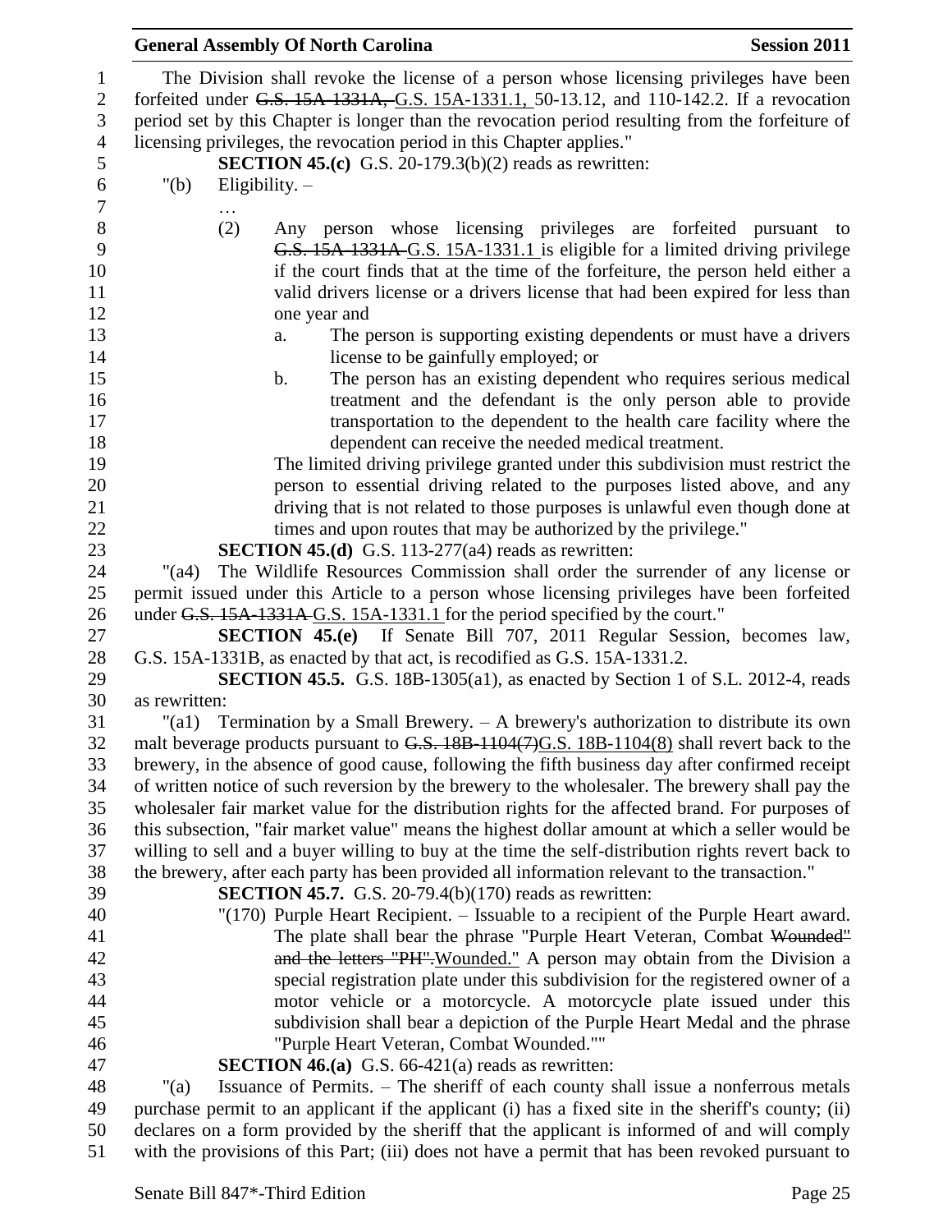The Division shall revoke the license of a person whose licensing privileges have been forfeited under ~~G.S. 15A-1331A,~~ G.S. 15A-1331.1, 50-13.12, and 110-142.2. If a revocation period set by this Chapter is longer than the revocation period resulting from the forfeiture of licensing privileges, the revocation period in this Chapter applies."

**SECTION 45.(c)** G.S. 20-179.3(b)(2) reads as rewritten:

"(b) Eligibility. –

…

(2) Any person whose licensing privileges are forfeited pursuant to ~~G.S. 15A-1331A~~ G.S. 15A-1331.1 is eligible for a limited driving privilege if the court finds that at the time of the forfeiture, the person held either a valid drivers license or a drivers license that had been expired for less than one year and

a. The person is supporting existing dependents or must have a drivers license to be gainfully employed; or

b. The person has an existing dependent who requires serious medical treatment and the defendant is the only person able to provide transportation to the dependent to the health care facility where the dependent can receive the needed medical treatment.

The limited driving privilege granted under this subdivision must restrict the person to essential driving related to the purposes listed above, and any driving that is not related to those purposes is unlawful even though done at times and upon routes that may be authorized by the privilege."

**SECTION 45.(d)** G.S. 113-277(a4) reads as rewritten:

"(a4) The Wildlife Resources Commission shall order the surrender of any license or permit issued under this Article to a person whose licensing privileges have been forfeited under ~~G.S. 15A-1331A~~ G.S. 15A-1331.1 for the period specified by the court."

**SECTION 45.(e)** If Senate Bill 707, 2011 Regular Session, becomes law, G.S. 15A-1331B, as enacted by that act, is recodified as G.S. 15A-1331.2.

**SECTION 45.5.** G.S. 18B-1305(a1), as enacted by Section 1 of S.L. 2012-4, reads as rewritten:

"(a1) Termination by a Small Brewery. – A brewery's authorization to distribute its own malt beverage products pursuant to ~~G.S. 18B-1104(7)~~G.S. 18B-1104(8) shall revert back to the brewery, in the absence of good cause, following the fifth business day after confirmed receipt of written notice of such reversion by the brewery to the wholesaler. The brewery shall pay the wholesaler fair market value for the distribution rights for the affected brand. For purposes of this subsection, "fair market value" means the highest dollar amount at which a seller would be willing to sell and a buyer willing to buy at the time the self-distribution rights revert back to the brewery, after each party has been provided all information relevant to the transaction."

**SECTION 45.7.** G.S. 20-79.4(b)(170) reads as rewritten:

"(170) Purple Heart Recipient. – Issuable to a recipient of the Purple Heart award. The plate shall bear the phrase "Purple Heart Veteran, Combat ~~Wounded" and the letters "PH".~~Wounded." A person may obtain from the Division a special registration plate under this subdivision for the registered owner of a motor vehicle or a motorcycle. A motorcycle plate issued under this subdivision shall bear a depiction of the Purple Heart Medal and the phrase "Purple Heart Veteran, Combat Wounded.""

**SECTION 46.(a)** G.S. 66-421(a) reads as rewritten:

"(a) Issuance of Permits. – The sheriff of each county shall issue a nonferrous metals purchase permit to an applicant if the applicant (i) has a fixed site in the sheriff's county; (ii) declares on a form provided by the sheriff that the applicant is informed of and will comply with the provisions of this Part; (iii) does not have a permit that has been revoked pursuant to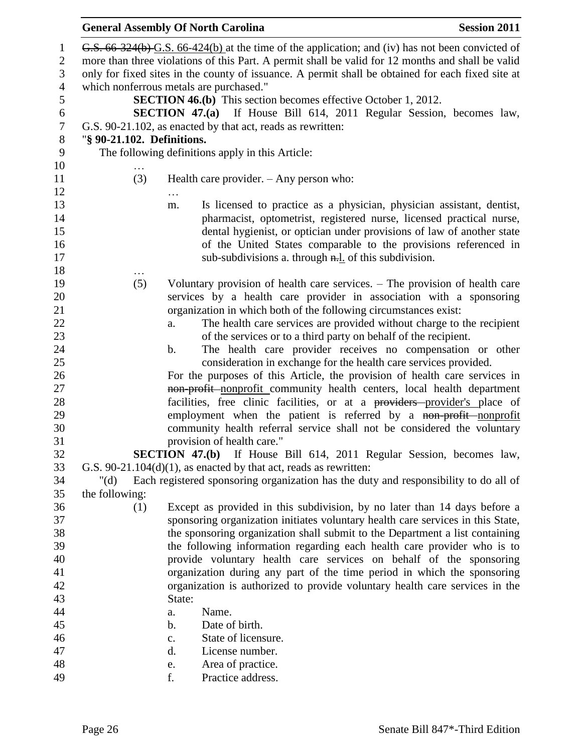~~G.S. 66-324(b)~~ G.S. 66-424(b) at the time of the application; and (iv) has not been convicted of more than three violations of this Part. A permit shall be valid for 12 months and shall be valid only for fixed sites in the county of issuance. A permit shall be obtained for each fixed site at which nonferrous metals are purchased."

**SECTION 46.(b)** This section becomes effective October 1, 2012.

**SECTION 47.(a)** If House Bill 614, 2011 Regular Session, becomes law, G.S. 90-21.102, as enacted by that act, reads as rewritten:

"**§ 90-21.102. Definitions.**

The following definitions apply in this Article:

…

(3) Health care provider. – Any person who:

…

m. Is licensed to practice as a physician, physician assistant, dentist, pharmacist, optometrist, registered nurse, licensed practical nurse, dental hygienist, or optician under provisions of law of another state of the United States comparable to the provisions referenced in sub-subdivisions a. through ~~n.~~l. of this subdivision.

…

(5) Voluntary provision of health care services. – The provision of health care services by a health care provider in association with a sponsoring organization in which both of the following circumstances exist:

a. The health care services are provided without charge to the recipient of the services or to a third party on behalf of the recipient.

b. The health care provider receives no compensation or other consideration in exchange for the health care services provided.

For the purposes of this Article, the provision of health care services in ~~non-profit~~ nonprofit community health centers, local health department facilities, free clinic facilities, or at a ~~providers~~ provider's place of employment when the patient is referred by a ~~non-profit~~ nonprofit community health referral service shall not be considered the voluntary provision of health care."

**SECTION 47.(b)** If House Bill 614, 2011 Regular Session, becomes law, G.S. 90-21.104(d)(1), as enacted by that act, reads as rewritten:

"(d) Each registered sponsoring organization has the duty and responsibility to do all of the following:

(1) Except as provided in this subdivision, by no later than 14 days before a sponsoring organization initiates voluntary health care services in this State, the sponsoring organization shall submit to the Department a list containing the following information regarding each health care provider who is to provide voluntary health care services on behalf of the sponsoring organization during any part of the time period in which the sponsoring organization is authorized to provide voluntary health care services in the State:

a. Name.

b. Date of birth.

c. State of licensure.

d. License number.

e. Area of practice.

f. Practice address.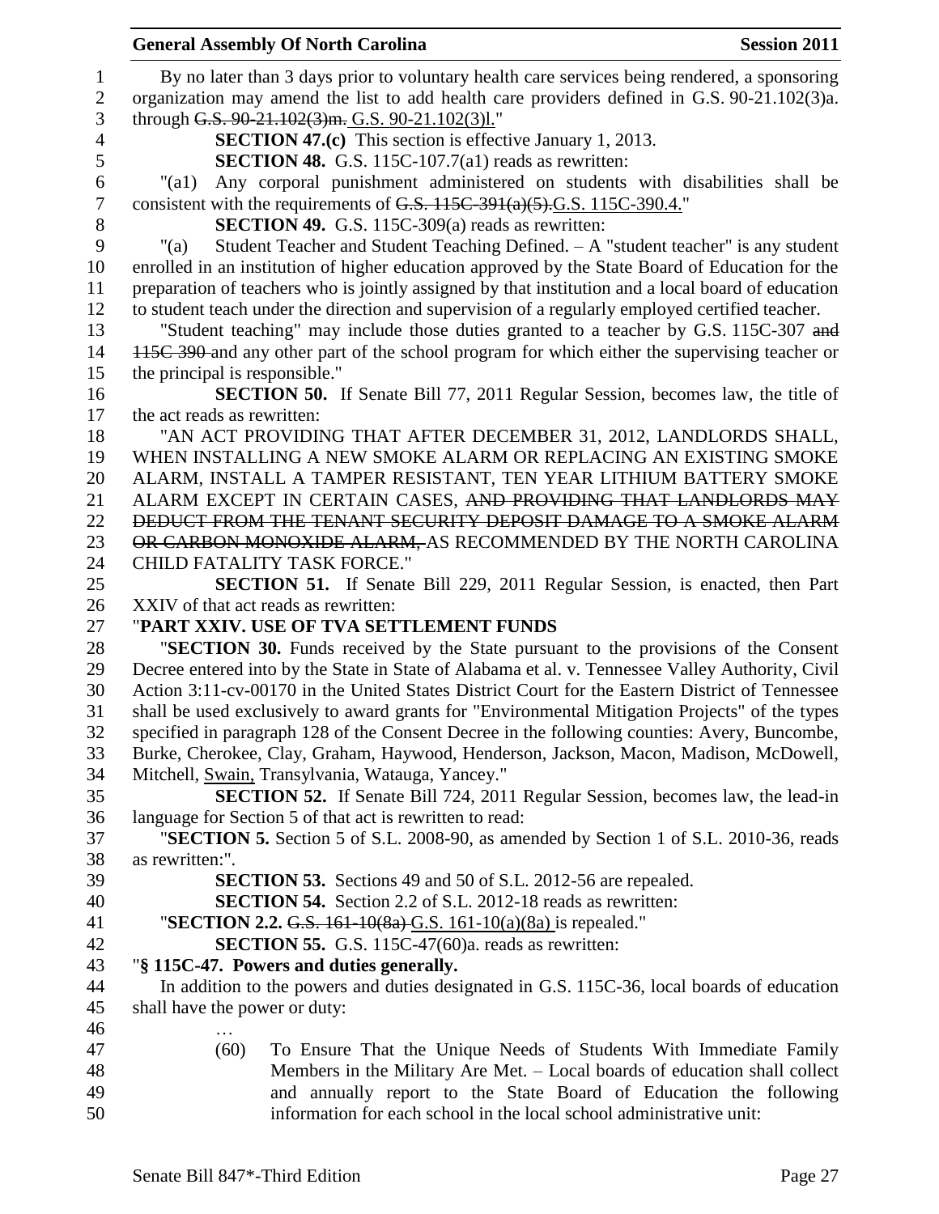By no later than 3 days prior to voluntary health care services being rendered, a sponsoring organization may amend the list to add health care providers defined in G.S. 90-21.102(3)a. through ~~G.S. 90-21.102(3)m.~~ G.S. 90-21.102(3)l."

**SECTION 47.(c)** This section is effective January 1, 2013.

**SECTION 48.** G.S. 115C-107.7(a1) reads as rewritten:

"(a1) Any corporal punishment administered on students with disabilities shall be consistent with the requirements of ~~G.S. 115C-391(a)(5).~~G.S. 115C-390.4."

**SECTION 49.** G.S. 115C-309(a) reads as rewritten:

"(a) Student Teacher and Student Teaching Defined. – A "student teacher" is any student enrolled in an institution of higher education approved by the State Board of Education for the preparation of teachers who is jointly assigned by that institution and a local board of education to student teach under the direction and supervision of a regularly employed certified teacher.

"Student teaching" may include those duties granted to a teacher by G.S. 115C-307 ~~and 115C-390~~ and any other part of the school program for which either the supervising teacher or the principal is responsible."

**SECTION 50.** If Senate Bill 77, 2011 Regular Session, becomes law, the title of the act reads as rewritten:

"AN ACT PROVIDING THAT AFTER DECEMBER 31, 2012, LANDLORDS SHALL, WHEN INSTALLING A NEW SMOKE ALARM OR REPLACING AN EXISTING SMOKE ALARM, INSTALL A TAMPER RESISTANT, TEN YEAR LITHIUM BATTERY SMOKE ALARM EXCEPT IN CERTAIN CASES, ~~AND PROVIDING THAT LANDLORDS MAY DEDUCT FROM THE TENANT SECURITY DEPOSIT DAMAGE TO A SMOKE ALARM OR CARBON MONOXIDE ALARM,~~ AS RECOMMENDED BY THE NORTH CAROLINA CHILD FATALITY TASK FORCE."

**SECTION 51.** If Senate Bill 229, 2011 Regular Session, is enacted, then Part XXIV of that act reads as rewritten:

"**PART XXIV. USE OF TVA SETTLEMENT FUNDS**

"**SECTION 30.** Funds received by the State pursuant to the provisions of the Consent Decree entered into by the State in State of Alabama et al. v. Tennessee Valley Authority, Civil Action 3:11-cv-00170 in the United States District Court for the Eastern District of Tennessee shall be used exclusively to award grants for "Environmental Mitigation Projects" of the types specified in paragraph 128 of the Consent Decree in the following counties: Avery, Buncombe, Burke, Cherokee, Clay, Graham, Haywood, Henderson, Jackson, Macon, Madison, McDowell, Mitchell, <u>Swain,</u> Transylvania, Watauga, Yancey."

**SECTION 52.** If Senate Bill 724, 2011 Regular Session, becomes law, the lead-in language for Section 5 of that act is rewritten to read:

"**SECTION 5.** Section 5 of S.L. 2008-90, as amended by Section 1 of S.L. 2010-36, reads as rewritten:".

**SECTION 53.** Sections 49 and 50 of S.L. 2012-56 are repealed.

**SECTION 54.** Section 2.2 of S.L. 2012-18 reads as rewritten:

"**SECTION 2.2.** ~~G.S. 161-10(8a)~~ G.S. 161-10(a)(8a) is repealed."

**SECTION 55.** G.S. 115C-47(60)a. reads as rewritten:

"**§ 115C-47. Powers and duties generally.**

In addition to the powers and duties designated in G.S. 115C-36, local boards of education shall have the power or duty:

…

(60) To Ensure That the Unique Needs of Students With Immediate Family Members in the Military Are Met. – Local boards of education shall collect and annually report to the State Board of Education the following information for each school in the local school administrative unit: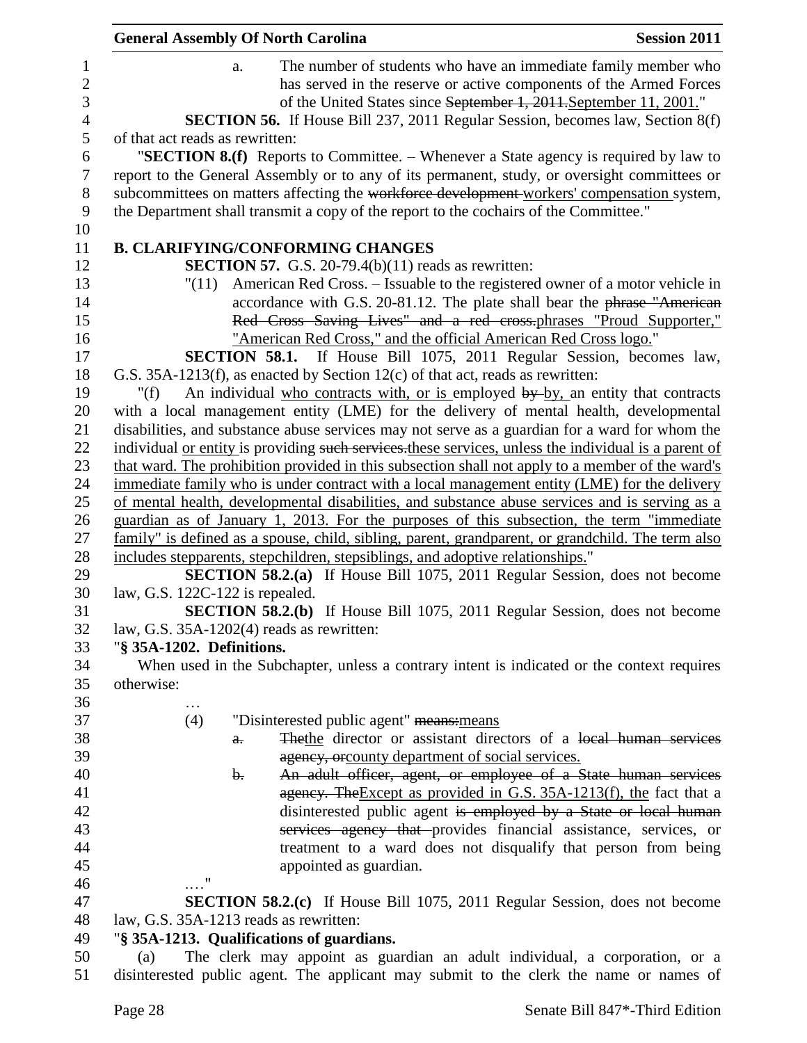a. The number of students who have an immediate family member who has served in the reserve or active components of the Armed Forces of the United States since ~~September 1, 2011.~~September 11, 2001."

**SECTION 56.** If House Bill 237, 2011 Regular Session, becomes law, Section 8(f) of that act reads as rewritten:

"**SECTION 8.(f)** Reports to Committee. – Whenever a State agency is required by law to report to the General Assembly or to any of its permanent, study, or oversight committees or subcommittees on matters affecting the ~~workforce development~~ workers' compensation system, the Department shall transmit a copy of the report to the cochairs of the Committee."

## B. CLARIFYING/CONFORMING CHANGES

**SECTION 57.** G.S. 20-79.4(b)(11) reads as rewritten:

"(11) American Red Cross. – Issuable to the registered owner of a motor vehicle in accordance with G.S. 20-81.12. The plate shall bear the ~~phrase "American Red Cross Saving Lives" and a red cross.~~phrases "Proud Supporter," "American Red Cross," and the official American Red Cross logo."

**SECTION 58.1.** If House Bill 1075, 2011 Regular Session, becomes law, G.S. 35A-1213(f), as enacted by Section 12(c) of that act, reads as rewritten:

"(f) An individual who contracts with, or is employed ~~by~~ by, an entity that contracts with a local management entity (LME) for the delivery of mental health, developmental disabilities, and substance abuse services may not serve as a guardian for a ward for whom the individual or entity is providing ~~such services.~~these services, unless the individual is a parent of that ward. The prohibition provided in this subsection shall not apply to a member of the ward's immediate family who is under contract with a local management entity (LME) for the delivery of mental health, developmental disabilities, and substance abuse services and is serving as a guardian as of January 1, 2013. For the purposes of this subsection, the term "immediate family" is defined as a spouse, child, sibling, parent, grandparent, or grandchild. The term also includes stepparents, stepchildren, stepsiblings, and adoptive relationships."

**SECTION 58.2.(a)** If House Bill 1075, 2011 Regular Session, does not become law, G.S. 122C-122 is repealed.

**SECTION 58.2.(b)** If House Bill 1075, 2011 Regular Session, does not become law, G.S. 35A-1202(4) reads as rewritten:

"**§ 35A-1202. Definitions.**

When used in the Subchapter, unless a contrary intent is indicated or the context requires otherwise:

…

(4) "Disinterested public agent" ~~means:~~means

~~a.~~ ~~The~~the director or assistant directors of a ~~local human services agency, or~~county department of social services.

~~b.~~ ~~An adult officer, agent, or employee of a State human services agency. The~~Except as provided in G.S. 35A-1213(f), the fact that a disinterested public agent ~~is employed by a State or local human services agency that~~ provides financial assistance, services, or treatment to a ward does not disqualify that person from being appointed as guardian.

…."

**SECTION 58.2.(c)** If House Bill 1075, 2011 Regular Session, does not become law, G.S. 35A-1213 reads as rewritten:

"**§ 35A-1213. Qualifications of guardians.**

(a) The clerk may appoint as guardian an adult individual, a corporation, or a disinterested public agent. The applicant may submit to the clerk the name or names of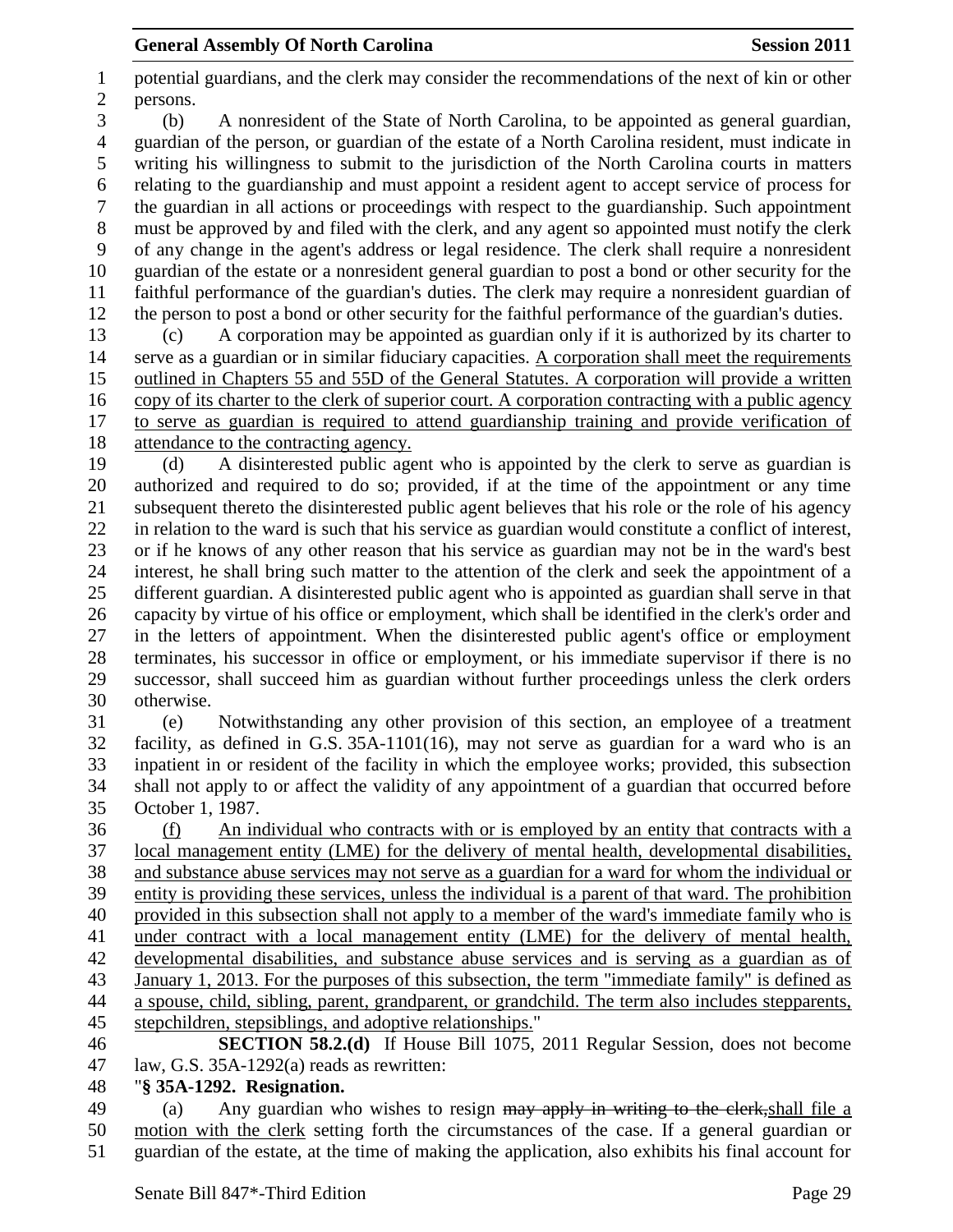potential guardians, and the clerk may consider the recommendations of the next of kin or other persons.

(b) A nonresident of the State of North Carolina, to be appointed as general guardian, guardian of the person, or guardian of the estate of a North Carolina resident, must indicate in writing his willingness to submit to the jurisdiction of the North Carolina courts in matters relating to the guardianship and must appoint a resident agent to accept service of process for the guardian in all actions or proceedings with respect to the guardianship. Such appointment must be approved by and filed with the clerk, and any agent so appointed must notify the clerk of any change in the agent's address or legal residence. The clerk shall require a nonresident guardian of the estate or a nonresident general guardian to post a bond or other security for the faithful performance of the guardian's duties. The clerk may require a nonresident guardian of the person to post a bond or other security for the faithful performance of the guardian's duties.

(c) A corporation may be appointed as guardian only if it is authorized by its charter to serve as a guardian or in similar fiduciary capacities. <u>A corporation shall meet the requirements outlined in Chapters 55 and 55D of the General Statutes. A corporation will provide a written copy of its charter to the clerk of superior court. A corporation contracting with a public agency to serve as guardian is required to attend guardianship training and provide verification of attendance to the contracting agency.</u>

(d) A disinterested public agent who is appointed by the clerk to serve as guardian is authorized and required to do so; provided, if at the time of the appointment or any time subsequent thereto the disinterested public agent believes that his role or the role of his agency in relation to the ward is such that his service as guardian would constitute a conflict of interest, or if he knows of any other reason that his service as guardian may not be in the ward's best interest, he shall bring such matter to the attention of the clerk and seek the appointment of a different guardian. A disinterested public agent who is appointed as guardian shall serve in that capacity by virtue of his office or employment, which shall be identified in the clerk's order and in the letters of appointment. When the disinterested public agent's office or employment terminates, his successor in office or employment, or his immediate supervisor if there is no successor, shall succeed him as guardian without further proceedings unless the clerk orders otherwise.

(e) Notwithstanding any other provision of this section, an employee of a treatment facility, as defined in G.S. 35A-1101(16), may not serve as guardian for a ward who is an inpatient in or resident of the facility in which the employee works; provided, this subsection shall not apply to or affect the validity of any appointment of a guardian that occurred before October 1, 1987.

<u>(f) An individual who contracts with or is employed by an entity that contracts with a local management entity (LME) for the delivery of mental health, developmental disabilities, and substance abuse services may not serve as a guardian for a ward for whom the individual or entity is providing these services, unless the individual is a parent of that ward. The prohibition provided in this subsection shall not apply to a member of the ward's immediate family who is under contract with a local management entity (LME) for the delivery of mental health, developmental disabilities, and substance abuse services and is serving as a guardian as of January 1, 2013. For the purposes of this subsection, the term "immediate family" is defined as a spouse, child, sibling, parent, grandparent, or grandchild. The term also includes stepparents, stepchildren, stepsiblings, and adoptive relationships.</u>"

**SECTION 58.2.(d)** If House Bill 1075, 2011 Regular Session, does not become law, G.S. 35A-1292(a) reads as rewritten:

"**§ 35A-1292. Resignation.**

(a) Any guardian who wishes to resign ~~may apply in writing to the clerk,~~<u>shall file a motion with the clerk</u> setting forth the circumstances of the case. If a general guardian or guardian of the estate, at the time of making the application, also exhibits his final account for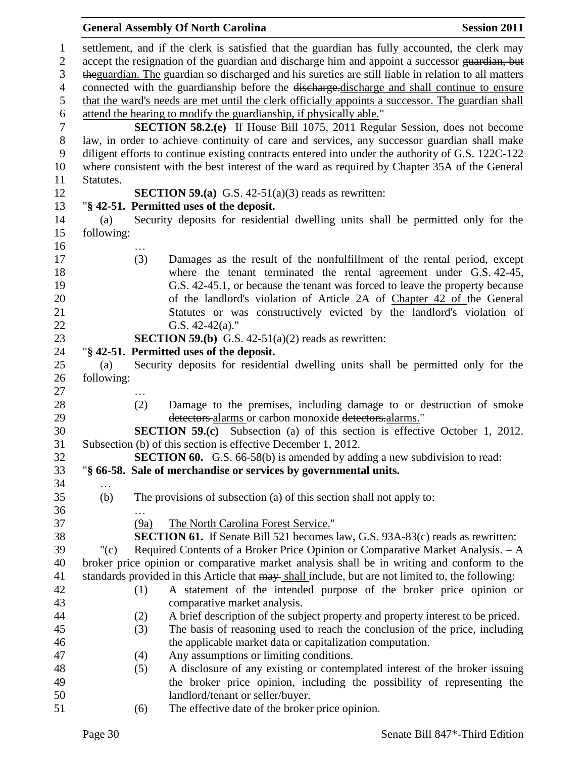settlement, and if the clerk is satisfied that the guardian has fully accounted, the clerk may accept the resignation of the guardian and discharge him and appoint a successor ~~guardian, but the~~guardian. The guardian so discharged and his sureties are still liable in relation to all matters connected with the guardianship before the ~~discharge.~~discharge and shall continue to ensure that the ward's needs are met until the clerk officially appoints a successor. The guardian shall attend the hearing to modify the guardianship, if physically able."

**SECTION 58.2.(e)** If House Bill 1075, 2011 Regular Session, does not become law, in order to achieve continuity of care and services, any successor guardian shall make diligent efforts to continue existing contracts entered into under the authority of G.S. 122C-122 where consistent with the best interest of the ward as required by Chapter 35A of the General Statutes.

**SECTION 59.(a)** G.S. 42-51(a)(3) reads as rewritten:

"**§ 42-51. Permitted uses of the deposit.**

(a) Security deposits for residential dwelling units shall be permitted only for the following:

…

(3) Damages as the result of the nonfulfillment of the rental period, except where the tenant terminated the rental agreement under G.S. 42-45, G.S. 42-45.1, or because the tenant was forced to leave the property because of the landlord's violation of Article 2A of Chapter 42 of the General Statutes or was constructively evicted by the landlord's violation of G.S. 42-42(a)."

**SECTION 59.(b)** G.S. 42-51(a)(2) reads as rewritten:

"**§ 42-51. Permitted uses of the deposit.**

(a) Security deposits for residential dwelling units shall be permitted only for the following:

…

(2) Damage to the premises, including damage to or destruction of smoke ~~detectors~~ alarms or carbon monoxide ~~detectors.~~alarms."

**SECTION 59.(c)** Subsection (a) of this section is effective October 1, 2012. Subsection (b) of this section is effective December 1, 2012.

**SECTION 60.** G.S. 66-58(b) is amended by adding a new subdivision to read:

"**§ 66-58. Sale of merchandise or services by governmental units.**

…

(b) The provisions of subsection (a) of this section shall not apply to:

…

(9a) The North Carolina Forest Service."

**SECTION 61.** If Senate Bill 521 becomes law, G.S. 93A-83(c) reads as rewritten:

"(c) Required Contents of a Broker Price Opinion or Comparative Market Analysis. – A broker price opinion or comparative market analysis shall be in writing and conform to the standards provided in this Article that ~~may~~ shall include, but are not limited to, the following:

(1) A statement of the intended purpose of the broker price opinion or comparative market analysis.

(2) A brief description of the subject property and property interest to be priced.

(3) The basis of reasoning used to reach the conclusion of the price, including the applicable market data or capitalization computation.

(4) Any assumptions or limiting conditions.

(5) A disclosure of any existing or contemplated interest of the broker issuing the broker price opinion, including the possibility of representing the landlord/tenant or seller/buyer.

(6) The effective date of the broker price opinion.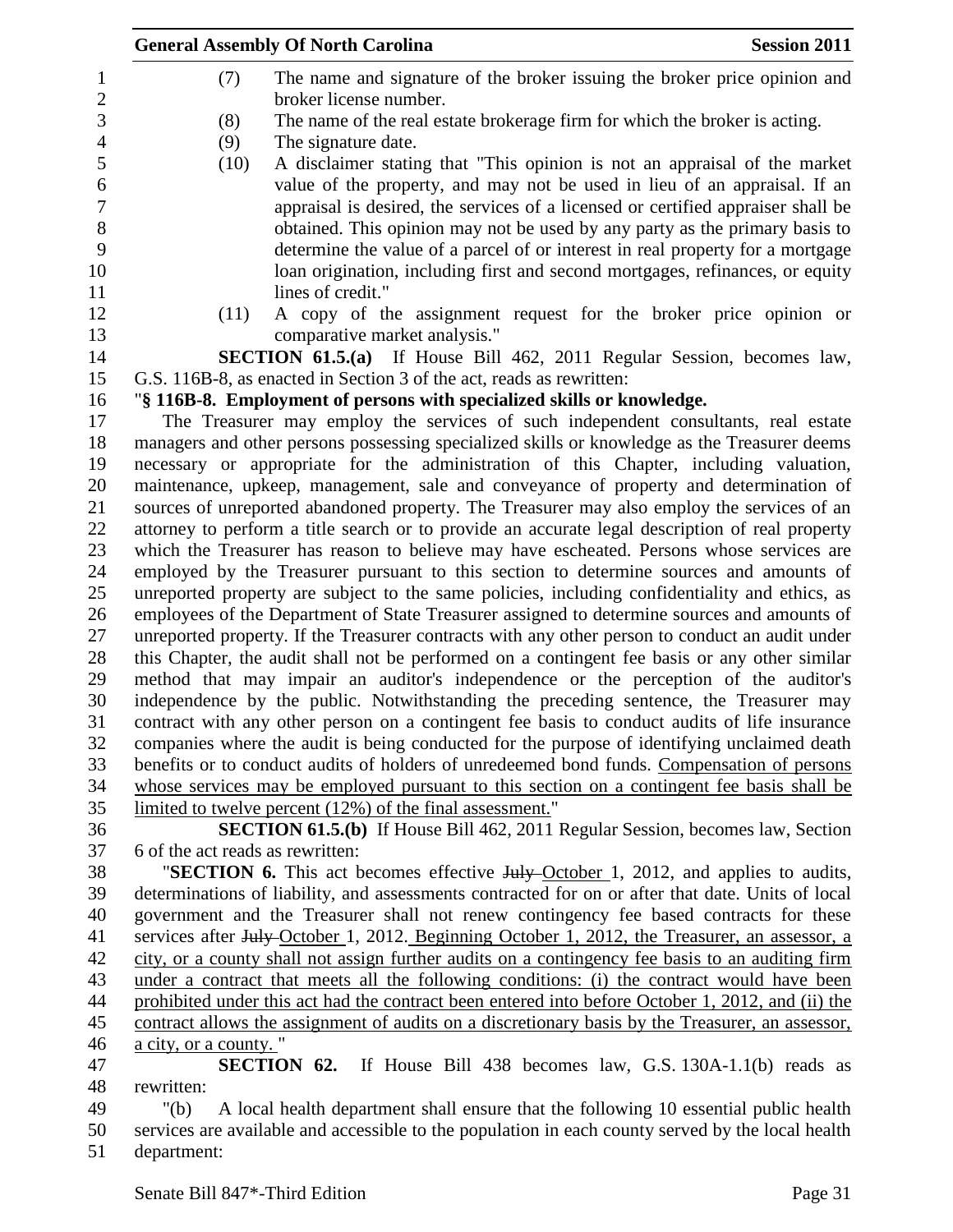(7) The name and signature of the broker issuing the broker price opinion and broker license number.

(8) The name of the real estate brokerage firm for which the broker is acting.

(9) The signature date.

(10) A disclaimer stating that "This opinion is not an appraisal of the market value of the property, and may not be used in lieu of an appraisal. If an appraisal is desired, the services of a licensed or certified appraiser shall be obtained. This opinion may not be used by any party as the primary basis to determine the value of a parcel of or interest in real property for a mortgage loan origination, including first and second mortgages, refinances, or equity lines of credit."

(11) A copy of the assignment request for the broker price opinion or comparative market analysis."

**SECTION 61.5.(a)** If House Bill 462, 2011 Regular Session, becomes law, G.S. 116B-8, as enacted in Section 3 of the act, reads as rewritten:

"**§ 116B-8. Employment of persons with specialized skills or knowledge.**

The Treasurer may employ the services of such independent consultants, real estate managers and other persons possessing specialized skills or knowledge as the Treasurer deems necessary or appropriate for the administration of this Chapter, including valuation, maintenance, upkeep, management, sale and conveyance of property and determination of sources of unreported abandoned property. The Treasurer may also employ the services of an attorney to perform a title search or to provide an accurate legal description of real property which the Treasurer has reason to believe may have escheated. Persons whose services are employed by the Treasurer pursuant to this section to determine sources and amounts of unreported property are subject to the same policies, including confidentiality and ethics, as employees of the Department of State Treasurer assigned to determine sources and amounts of unreported property. If the Treasurer contracts with any other person to conduct an audit under this Chapter, the audit shall not be performed on a contingent fee basis or any other similar method that may impair an auditor's independence or the perception of the auditor's independence by the public. Notwithstanding the preceding sentence, the Treasurer may contract with any other person on a contingent fee basis to conduct audits of life insurance companies where the audit is being conducted for the purpose of identifying unclaimed death benefits or to conduct audits of holders of unredeemed bond funds. <u>Compensation of persons whose services may be employed pursuant to this section on a contingent fee basis shall be limited to twelve percent (12%) of the final assessment.</u>"

**SECTION 61.5.(b)** If House Bill 462, 2011 Regular Session, becomes law, Section 6 of the act reads as rewritten:

"**SECTION 6.** This act becomes effective ~~July~~ <u>October</u> 1, 2012, and applies to audits, determinations of liability, and assessments contracted for on or after that date. Units of local government and the Treasurer shall not renew contingency fee based contracts for these services after ~~July~~ <u>October</u> 1, 2012. <u>Beginning October 1, 2012, the Treasurer, an assessor, a city, or a county shall not assign further audits on a contingency fee basis to an auditing firm under a contract that meets all the following conditions: (i) the contract would have been prohibited under this act had the contract been entered into before October 1, 2012, and (ii) the contract allows the assignment of audits on a discretionary basis by the Treasurer, an assessor, a city, or a county.</u> "

**SECTION 62.** If House Bill 438 becomes law, G.S. 130A-1.1(b) reads as rewritten:

"(b) A local health department shall ensure that the following 10 essential public health services are available and accessible to the population in each county served by the local health department: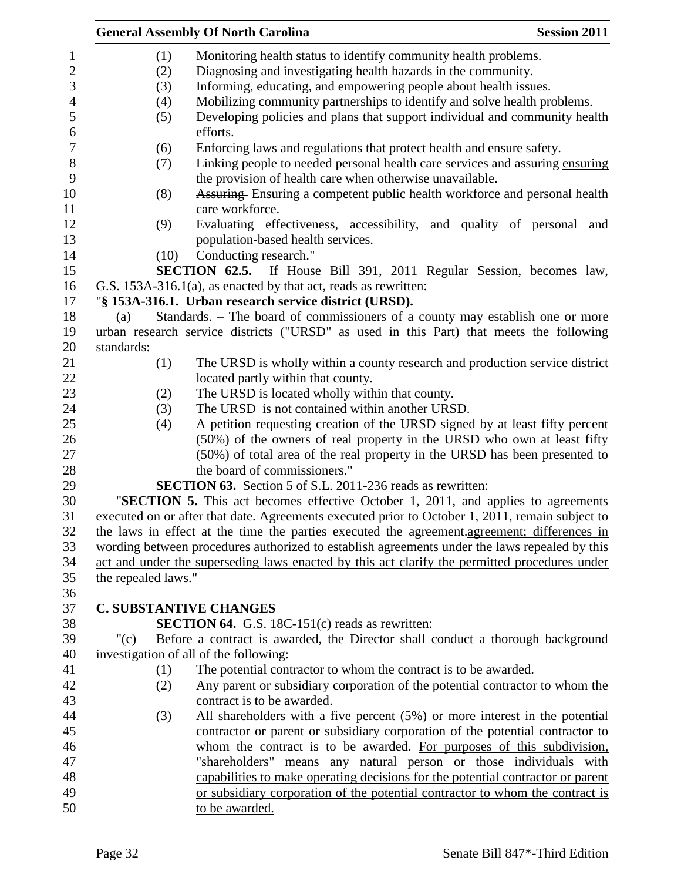(1) Monitoring health status to identify community health problems.

(2) Diagnosing and investigating health hazards in the community.

(3) Informing, educating, and empowering people about health issues.

(4) Mobilizing community partnerships to identify and solve health problems.

(5) Developing policies and plans that support individual and community health efforts.

(6) Enforcing laws and regulations that protect health and ensure safety.

(7) Linking people to needed personal health care services and ~~assuring~~ ensuring the provision of health care when otherwise unavailable.

(8) ~~Assuring~~ Ensuring a competent public health workforce and personal health care workforce.

(9) Evaluating effectiveness, accessibility, and quality of personal and population-based health services.

(10) Conducting research."

**SECTION 62.5.** If House Bill 391, 2011 Regular Session, becomes law, G.S. 153A-316.1(a), as enacted by that act, reads as rewritten:

"**§ 153A-316.1. Urban research service district (URSD).**

(a) Standards. – The board of commissioners of a county may establish one or more urban research service districts ("URSD" as used in this Part) that meets the following standards:

(1) The URSD is <u>wholly</u> within a county research and production service district located partly within that county.

(2) The URSD is located wholly within that county.

(3) The URSD is not contained within another URSD.

(4) A petition requesting creation of the URSD signed by at least fifty percent (50%) of the owners of real property in the URSD who own at least fifty (50%) of total area of the real property in the URSD has been presented to the board of commissioners."

**SECTION 63.** Section 5 of S.L. 2011-236 reads as rewritten:

"**SECTION 5.** This act becomes effective October 1, 2011, and applies to agreements executed on or after that date. Agreements executed prior to October 1, 2011, remain subject to the laws in effect at the time the parties executed the ~~agreement.~~<u>agreement; differences in wording between procedures authorized to establish agreements under the laws repealed by this act and under the superseding laws enacted by this act clarify the permitted procedures under the repealed laws.</u>"

## C. SUBSTANTIVE CHANGES

**SECTION 64.** G.S. 18C-151(c) reads as rewritten:

"(c) Before a contract is awarded, the Director shall conduct a thorough background investigation of all of the following:

(1) The potential contractor to whom the contract is to be awarded.

(2) Any parent or subsidiary corporation of the potential contractor to whom the contract is to be awarded.

(3) All shareholders with a five percent (5%) or more interest in the potential contractor or parent or subsidiary corporation of the potential contractor to whom the contract is to be awarded. <u>For purposes of this subdivision, "shareholders" means any natural person or those individuals with capabilities to make operating decisions for the potential contractor or parent or subsidiary corporation of the potential contractor to whom the contract is to be awarded.</u>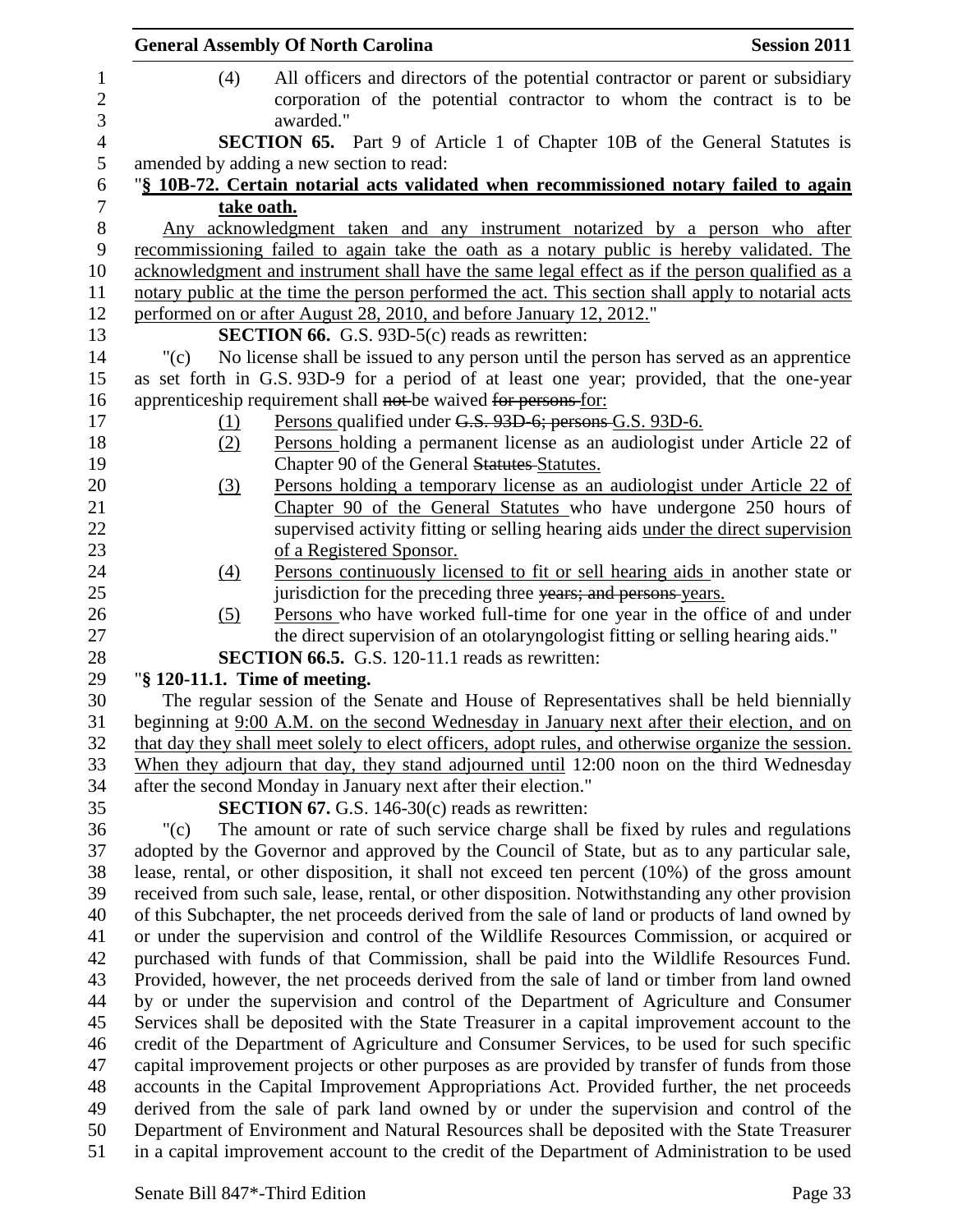(4) All officers and directors of the potential contractor or parent or subsidiary corporation of the potential contractor to whom the contract is to be awarded."

**SECTION 65.** Part 9 of Article 1 of Chapter 10B of the General Statutes is amended by adding a new section to read:

"**§ 10B-72. Certain notarial acts validated when recommissioned notary failed to again take oath.**

Any acknowledgment taken and any instrument notarized by a person who after recommissioning failed to again take the oath as a notary public is hereby validated. The acknowledgment and instrument shall have the same legal effect as if the person qualified as a notary public at the time the person performed the act. This section shall apply to notarial acts performed on or after August 28, 2010, and before January 12, 2012."

**SECTION 66.** G.S. 93D-5(c) reads as rewritten:

"(c) No license shall be issued to any person until the person has served as an apprentice as set forth in G.S. 93D-9 for a period of at least one year; provided, that the one-year apprenticeship requirement shall ~~not~~ be waived ~~for persons~~ for:

(1) Persons qualified under ~~G.S. 93D-6; persons~~ G.S. 93D-6.

(2) Persons holding a permanent license as an audiologist under Article 22 of Chapter 90 of the General ~~Statutes~~ Statutes.

(3) Persons holding a temporary license as an audiologist under Article 22 of Chapter 90 of the General Statutes who have undergone 250 hours of supervised activity fitting or selling hearing aids under the direct supervision of a Registered Sponsor.

(4) Persons continuously licensed to fit or sell hearing aids in another state or jurisdiction for the preceding three ~~years; and persons~~ years.

(5) Persons who have worked full-time for one year in the office of and under the direct supervision of an otolaryngologist fitting or selling hearing aids."

**SECTION 66.5.** G.S. 120-11.1 reads as rewritten:

"**§ 120-11.1. Time of meeting.**

The regular session of the Senate and House of Representatives shall be held biennially beginning at 9:00 A.M. on the second Wednesday in January next after their election, and on that day they shall meet solely to elect officers, adopt rules, and otherwise organize the session. When they adjourn that day, they stand adjourned until 12:00 noon on the third Wednesday after the second Monday in January next after their election."

**SECTION 67.** G.S. 146-30(c) reads as rewritten:

"(c) The amount or rate of such service charge shall be fixed by rules and regulations adopted by the Governor and approved by the Council of State, but as to any particular sale, lease, rental, or other disposition, it shall not exceed ten percent (10%) of the gross amount received from such sale, lease, rental, or other disposition. Notwithstanding any other provision of this Subchapter, the net proceeds derived from the sale of land or products of land owned by or under the supervision and control of the Wildlife Resources Commission, or acquired or purchased with funds of that Commission, shall be paid into the Wildlife Resources Fund. Provided, however, the net proceeds derived from the sale of land or timber from land owned by or under the supervision and control of the Department of Agriculture and Consumer Services shall be deposited with the State Treasurer in a capital improvement account to the credit of the Department of Agriculture and Consumer Services, to be used for such specific capital improvement projects or other purposes as are provided by transfer of funds from those accounts in the Capital Improvement Appropriations Act. Provided further, the net proceeds derived from the sale of park land owned by or under the supervision and control of the Department of Environment and Natural Resources shall be deposited with the State Treasurer in a capital improvement account to the credit of the Department of Administration to be used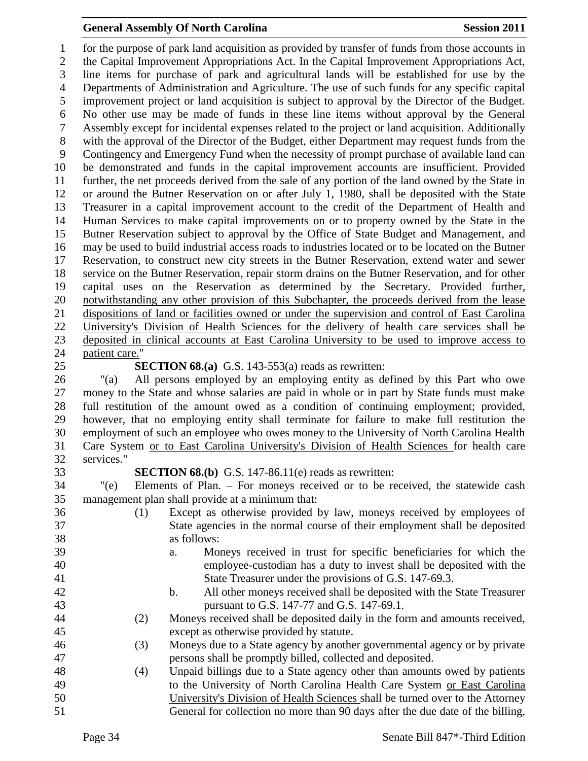for the purpose of park land acquisition as provided by transfer of funds from those accounts in the Capital Improvement Appropriations Act. In the Capital Improvement Appropriations Act, line items for purchase of park and agricultural lands will be established for use by the Departments of Administration and Agriculture. The use of such funds for any specific capital improvement project or land acquisition is subject to approval by the Director of the Budget. No other use may be made of funds in these line items without approval by the General Assembly except for incidental expenses related to the project or land acquisition. Additionally with the approval of the Director of the Budget, either Department may request funds from the Contingency and Emergency Fund when the necessity of prompt purchase of available land can be demonstrated and funds in the capital improvement accounts are insufficient. Provided further, the net proceeds derived from the sale of any portion of the land owned by the State in or around the Butner Reservation on or after July 1, 1980, shall be deposited with the State Treasurer in a capital improvement account to the credit of the Department of Health and Human Services to make capital improvements on or to property owned by the State in the Butner Reservation subject to approval by the Office of State Budget and Management, and may be used to build industrial access roads to industries located or to be located on the Butner Reservation, to construct new city streets in the Butner Reservation, extend water and sewer service on the Butner Reservation, repair storm drains on the Butner Reservation, and for other capital uses on the Reservation as determined by the Secretary. <u>Provided further, notwithstanding any other provision of this Subchapter, the proceeds derived from the lease dispositions of land or facilities owned or under the supervision and control of East Carolina University's Division of Health Sciences for the delivery of health care services shall be deposited in clinical accounts at East Carolina University to be used to improve access to patient care.</u>"

**SECTION 68.(a)** G.S. 143-553(a) reads as rewritten:

"(a) All persons employed by an employing entity as defined by this Part who owe money to the State and whose salaries are paid in whole or in part by State funds must make full restitution of the amount owed as a condition of continuing employment; provided, however, that no employing entity shall terminate for failure to make full restitution the employment of such an employee who owes money to the University of North Carolina Health Care System <u>or to East Carolina University's Division of Health Sciences</u> for health care services."

**SECTION 68.(b)** G.S. 147-86.11(e) reads as rewritten:

"(e) Elements of Plan. – For moneys received or to be received, the statewide cash management plan shall provide at a minimum that:

(1) Except as otherwise provided by law, moneys received by employees of State agencies in the normal course of their employment shall be deposited as follows:

a. Moneys received in trust for specific beneficiaries for which the employee-custodian has a duty to invest shall be deposited with the State Treasurer under the provisions of G.S. 147-69.3.

b. All other moneys received shall be deposited with the State Treasurer pursuant to G.S. 147-77 and G.S. 147-69.1.

(2) Moneys received shall be deposited daily in the form and amounts received, except as otherwise provided by statute.

(3) Moneys due to a State agency by another governmental agency or by private persons shall be promptly billed, collected and deposited.

(4) Unpaid billings due to a State agency other than amounts owed by patients to the University of North Carolina Health Care System <u>or East Carolina University's Division of Health Sciences</u> shall be turned over to the Attorney General for collection no more than 90 days after the due date of the billing,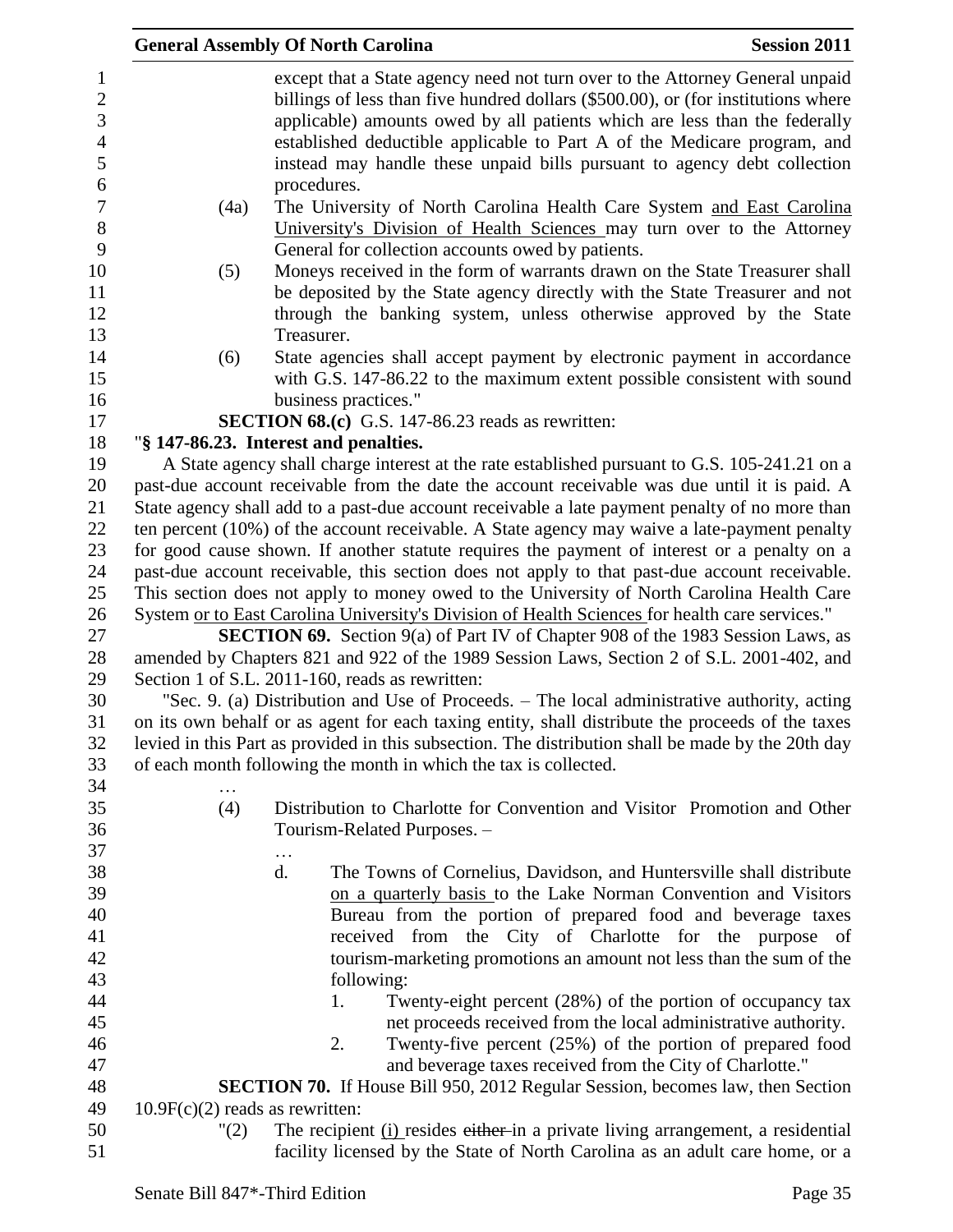except that a State agency need not turn over to the Attorney General unpaid billings of less than five hundred dollars ($500.00), or (for institutions where applicable) amounts owed by all patients which are less than the federally established deductible applicable to Part A of the Medicare program, and instead may handle these unpaid bills pursuant to agency debt collection procedures.

(4a) The University of North Carolina Health Care System <u>and East Carolina University's Division of Health Sciences</u> may turn over to the Attorney General for collection accounts owed by patients.

(5) Moneys received in the form of warrants drawn on the State Treasurer shall be deposited by the State agency directly with the State Treasurer and not through the banking system, unless otherwise approved by the State Treasurer.

(6) State agencies shall accept payment by electronic payment in accordance with G.S. 147-86.22 to the maximum extent possible consistent with sound business practices."

**SECTION 68.(c)** G.S. 147-86.23 reads as rewritten:

"**§ 147-86.23. Interest and penalties.**

A State agency shall charge interest at the rate established pursuant to G.S. 105-241.21 on a past-due account receivable from the date the account receivable was due until it is paid. A State agency shall add to a past-due account receivable a late payment penalty of no more than ten percent (10%) of the account receivable. A State agency may waive a late-payment penalty for good cause shown. If another statute requires the payment of interest or a penalty on a past-due account receivable, this section does not apply to that past-due account receivable. This section does not apply to money owed to the University of North Carolina Health Care System <u>or to East Carolina University's Division of Health Sciences</u> for health care services."

**SECTION 69.** Section 9(a) of Part IV of Chapter 908 of the 1983 Session Laws, as amended by Chapters 821 and 922 of the 1989 Session Laws, Section 2 of S.L. 2001-402, and Section 1 of S.L. 2011-160, reads as rewritten:

"Sec. 9. (a) Distribution and Use of Proceeds. – The local administrative authority, acting on its own behalf or as agent for each taxing entity, shall distribute the proceeds of the taxes levied in this Part as provided in this subsection. The distribution shall be made by the 20th day of each month following the month in which the tax is collected.

…

(4) Distribution to Charlotte for Convention and Visitor Promotion and Other Tourism-Related Purposes. –

…

d. The Towns of Cornelius, Davidson, and Huntersville shall distribute <u>on a quarterly basis</u> to the Lake Norman Convention and Visitors Bureau from the portion of prepared food and beverage taxes received from the City of Charlotte for the purpose of tourism-marketing promotions an amount not less than the sum of the following:

1. Twenty-eight percent (28%) of the portion of occupancy tax net proceeds received from the local administrative authority.
2. Twenty-five percent (25%) of the portion of prepared food and beverage taxes received from the City of Charlotte."

**SECTION 70.** If House Bill 950, 2012 Regular Session, becomes law, then Section 10.9F(c)(2) reads as rewritten:

"(2) The recipient <u>(i)</u> resides ~~either~~ in a private living arrangement, a residential facility licensed by the State of North Carolina as an adult care home, or a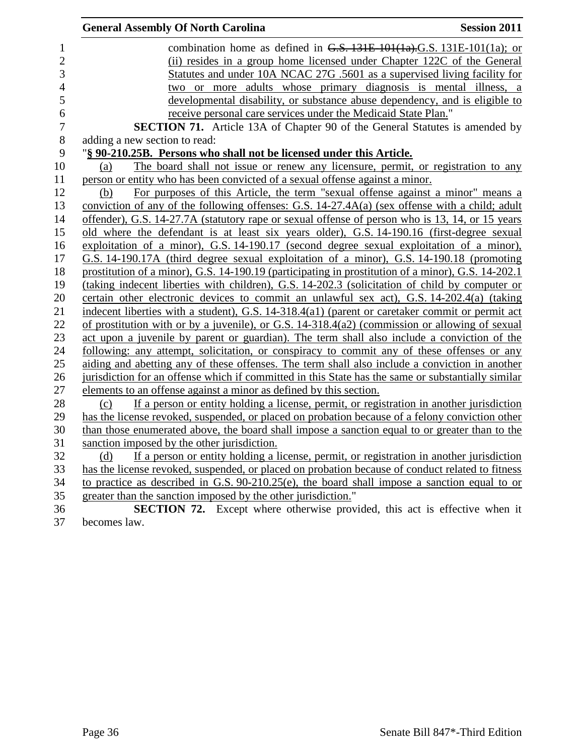combination home as defined in ~~G.S. 131E-101(1a).~~G.S. 131E-101(1a); or (ii) resides in a group home licensed under Chapter 122C of the General Statutes and under 10A NCAC 27G .5601 as a supervised living facility for two or more adults whose primary diagnosis is mental illness, a developmental disability, or substance abuse dependency, and is eligible to receive personal care services under the Medicaid State Plan."

**SECTION 71.** Article 13A of Chapter 90 of the General Statutes is amended by adding a new section to read:

"**§ 90-210.25B. Persons who shall not be licensed under this Article.**

(a) The board shall not issue or renew any licensure, permit, or registration to any person or entity who has been convicted of a sexual offense against a minor.

(b) For purposes of this Article, the term "sexual offense against a minor" means a conviction of any of the following offenses: G.S. 14-27.4A(a) (sex offense with a child; adult offender), G.S. 14-27.7A (statutory rape or sexual offense of person who is 13, 14, or 15 years old where the defendant is at least six years older), G.S. 14-190.16 (first-degree sexual exploitation of a minor), G.S. 14-190.17 (second degree sexual exploitation of a minor), G.S. 14-190.17A (third degree sexual exploitation of a minor), G.S. 14-190.18 (promoting prostitution of a minor), G.S. 14-190.19 (participating in prostitution of a minor), G.S. 14-202.1 (taking indecent liberties with children), G.S. 14-202.3 (solicitation of child by computer or certain other electronic devices to commit an unlawful sex act), G.S. 14-202.4(a) (taking indecent liberties with a student), G.S. 14-318.4(a1) (parent or caretaker commit or permit act of prostitution with or by a juvenile), or G.S. 14-318.4(a2) (commission or allowing of sexual act upon a juvenile by parent or guardian). The term shall also include a conviction of the following: any attempt, solicitation, or conspiracy to commit any of these offenses or any aiding and abetting any of these offenses. The term shall also include a conviction in another jurisdiction for an offense which if committed in this State has the same or substantially similar elements to an offense against a minor as defined by this section.

(c) If a person or entity holding a license, permit, or registration in another jurisdiction has the license revoked, suspended, or placed on probation because of a felony conviction other than those enumerated above, the board shall impose a sanction equal to or greater than to the sanction imposed by the other jurisdiction.

(d) If a person or entity holding a license, permit, or registration in another jurisdiction has the license revoked, suspended, or placed on probation because of conduct related to fitness to practice as described in G.S. 90-210.25(e), the board shall impose a sanction equal to or greater than the sanction imposed by the other jurisdiction."

**SECTION 72.** Except where otherwise provided, this act is effective when it becomes law.